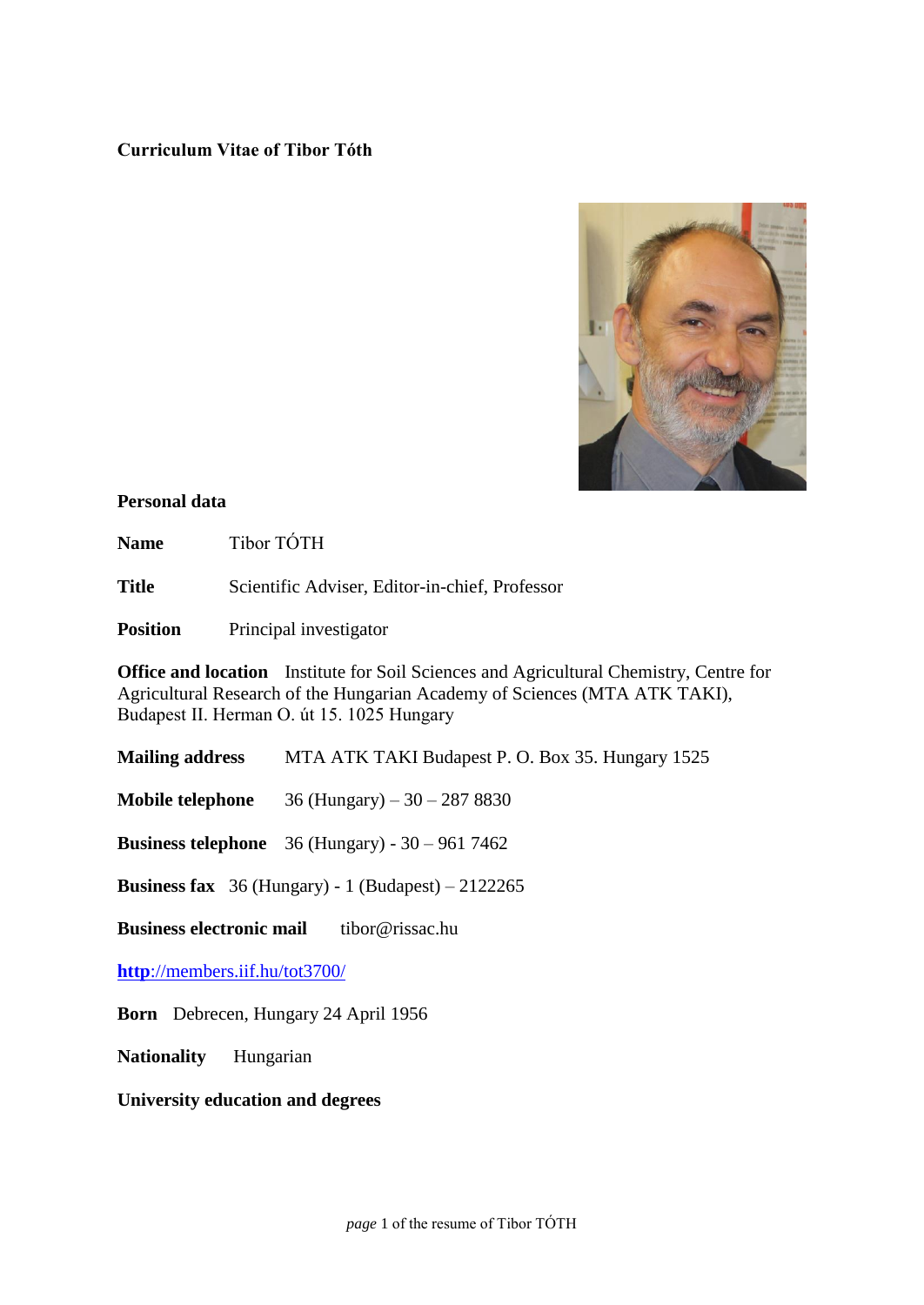**Curriculum Vitae of Tibor Tóth**

**Personal data**

**Name** Tibor TÓTH

**Title** Scientific Adviser, Editor-in-chief, Professor

**Position** Principal investigator

**Office and location** Institute for Soil Sciences and Agricultural Chemistry, Centre for Agricultural Research of the Hungarian Academy of Sciences (MTA ATK TAKI), Budapest II. Herman O. út 15. 1025 Hungary

**Mailing address** MTA ATK TAKI Budapest P. O. Box 35. Hungary 1525

**Mobile telephone** 36 (Hungary) – 30 – 287 8830

**Business telephone** 36 (Hungary) - 30 – 961 7462

**Business fax** 36 (Hungary) - 1 (Budapest) – 2122265

**Business electronic mail** tibor@rissac.hu

[**http**://members.iif.hu/tot3700/](http://members.iif.hu/tot3700/)

**Born** Debrecen, Hungary 24 April 1956

**Nationality** Hungarian

**University education and degrees**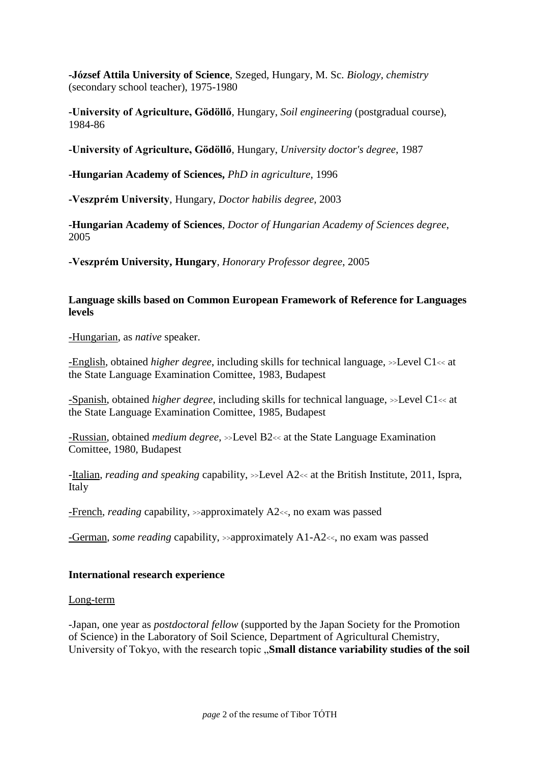**-József Attila University of Science**, Szeged, Hungary, M. Sc. *Biology, chemistry* (secondary school teacher), 1975-1980

**-University of Agriculture, Gödöllő**, Hungary, *Soil engineering* (postgradual course), 1984-86

**-University of Agriculture, Gödöllő**, Hungary, *University doctor's degree*, 1987

**-Hungarian Academy of Sciences,** *PhD in agriculture*, 1996

**-Veszprém University**, Hungary, *Doctor habilis degree,* 2003

**-Hungarian Academy of Sciences**, *Doctor of Hungarian Academy of Sciences degree*, 2005

**-Veszprém University, Hungary**, *Honorary Professor degree*, 2005

**Language skills based on Common European Framework of Reference for Languages levels**

-Hungarian, as *native* speaker.

-English, obtained *higher degree*, including skills for technical language, >>Level C1<< at the State Language Examination Comittee, 1983, Budapest

-Spanish, obtained *higher degree*, including skills for technical language, >>Level C1<< at the State Language Examination Comittee, 1985, Budapest

-Russian, obtained *medium degree*, >>Level B2<< at the State Language Examination Comittee, 1980, Budapest

-Italian, *reading and speaking* capability, >>Level A2<< at the British Institute, 2011, Ispra, Italy

-French, *reading* capability, >>approximately A2<<, no exam was passed

-German, *some reading* capability, >>approximately A1-A2<<, no exam was passed

**International research experience**

Long-term

-Japan, one year as *postdoctoral fellow* (supported by the Japan Society for the Promotion of Science) in the Laboratory of Soil Science, Department of Agricultural Chemistry, University of Tokyo, with the research topic „**Small distance variability studies of the soil**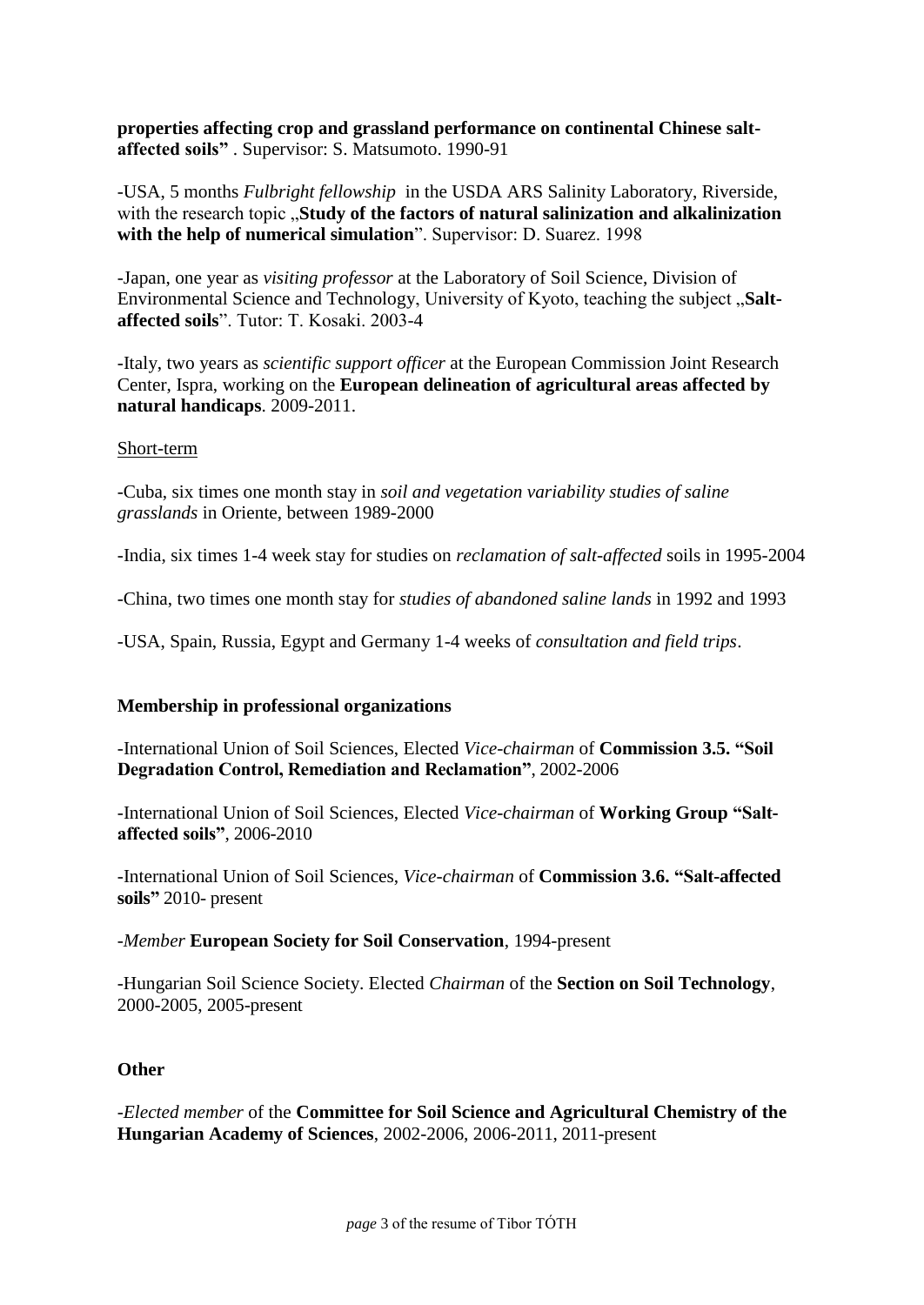**properties affecting crop and grassland performance on continental Chinese salt-affected soils"** . Supervisor: S. Matsumoto. 1990-91

-USA, 5 months *Fulbright fellowship* in the USDA ARS Salinity Laboratory, Riverside, with the research topic „**Study of the factors of natural salinization and alkalinization with the help of numerical simulation**". Supervisor: D. Suarez. 1998

-Japan, one year as *visiting professor* at the Laboratory of Soil Science, Division of Environmental Science and Technology, University of Kyoto, teaching the subject „**Salt-affected soils**". Tutor: T. Kosaki. 2003-4

-Italy, two years as *scientific support officer* at the European Commission Joint Research Center, Ispra, working on the **European delineation of agricultural areas affected by natural handicaps**. 2009-2011.

Short-term

-Cuba, six times one month stay in *soil and vegetation variability studies of saline grasslands* in Oriente, between 1989-2000

-India, six times 1-4 week stay for studies on *reclamation of salt-affected* soils in 1995-2004

-China, two times one month stay for *studies of abandoned saline lands* in 1992 and 1993

-USA, Spain, Russia, Egypt and Germany 1-4 weeks of *consultation and field trips*.

**Membership in professional organizations**

-International Union of Soil Sciences, Elected *Vice-chairman* of **Commission 3.5. "Soil Degradation Control, Remediation and Reclamation"**, 2002-2006

-International Union of Soil Sciences, Elected *Vice-chairman* of **Working Group "Salt-affected soils"**, 2006-2010

-International Union of Soil Sciences, *Vice-chairman* of **Commission 3.6. "Salt-affected soils"** 2010- present

-*Member* **European Society for Soil Conservation**, 1994-present

-Hungarian Soil Science Society. Elected *Chairman* of the **Section on Soil Technology**, 2000-2005, 2005-present

**Other**

-*Elected member* of the **Committee for Soil Science and Agricultural Chemistry of the Hungarian Academy of Sciences**, 2002-2006, 2006-2011, 2011-present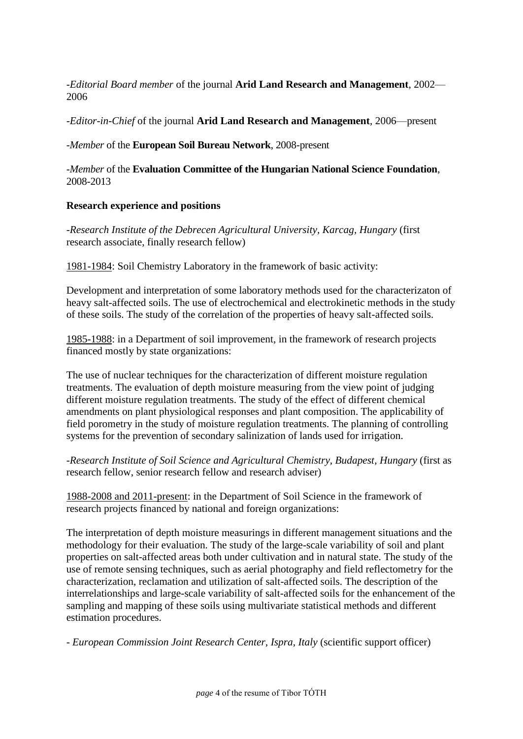-*Editorial Board member* of the journal **Arid Land Research and Management**, 2002—2006

-*Editor-in-Chief* of the journal **Arid Land Research and Management**, 2006—present

-*Member* of the **European Soil Bureau Network**, 2008-present

-*Member* of the **Evaluation Committee of the Hungarian National Science Foundation**, 2008-2013

**Research experience and positions**

-*Research Institute of the Debrecen Agricultural University, Karcag, Hungary* (first research associate, finally research fellow)

1981-1984: Soil Chemistry Laboratory in the framework of basic activity:

Development and interpretation of some laboratory methods used for the characterizaton of heavy salt-affected soils. The use of electrochemical and electrokinetic methods in the study of these soils. The study of the correlation of the properties of heavy salt-affected soils.

1985-1988: in a Department of soil improvement, in the framework of research projects financed mostly by state organizations:

The use of nuclear techniques for the characterization of different moisture regulation treatments. The evaluation of depth moisture measuring from the view point of judging different moisture regulation treatments. The study of the effect of different chemical amendments on plant physiological responses and plant composition. The applicability of field porometry in the study of moisture regulation treatments. The planning of controlling systems for the prevention of secondary salinization of lands used for irrigation.

-*Research Institute of Soil Science and Agricultural Chemistry, Budapest, Hungary* (first as research fellow, senior research fellow and research adviser)

1988-2008 and 2011-present: in the Department of Soil Science in the framework of research projects financed by national and foreign organizations:

The interpretation of depth moisture measurings in different management situations and the methodology for their evaluation. The study of the large-scale variability of soil and plant properties on salt-affected areas both under cultivation and in natural state. The study of the use of remote sensing techniques, such as aerial photography and field reflectometry for the characterization, reclamation and utilization of salt-affected soils. The description of the interrelationships and large-scale variability of salt-affected soils for the enhancement of the sampling and mapping of these soils using multivariate statistical methods and different estimation procedures.

- *European Commission Joint Research Center, Ispra, Italy* (scientific support officer)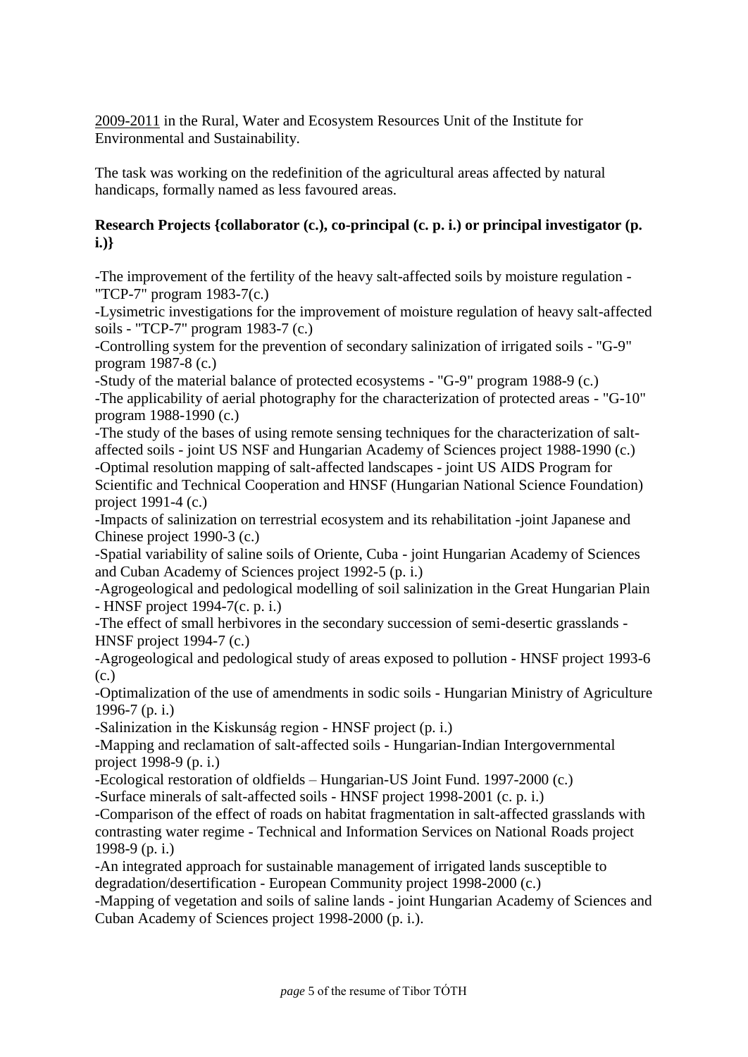2009-2011 in the Rural, Water and Ecosystem Resources Unit of the Institute for Environmental and Sustainability.

The task was working on the redefinition of the agricultural areas affected by natural handicaps, formally named as less favoured areas.

**Research Projects {collaborator (c.), co-principal (c. p. i.) or principal investigator (p. i.)}**

-The improvement of the fertility of the heavy salt-affected soils by moisture regulation - "TCP-7" program 1983-7(c.)
-Lysimetric investigations for the improvement of moisture regulation of heavy salt-affected soils - "TCP-7" program 1983-7 (c.)
-Controlling system for the prevention of secondary salinization of irrigated soils - "G-9" program 1987-8 (c.)
-Study of the material balance of protected ecosystems - "G-9" program 1988-9 (c.)
-The applicability of aerial photography for the characterization of protected areas - "G-10" program 1988-1990 (c.)
-The study of the bases of using remote sensing techniques for the characterization of salt-affected soils - joint US NSF and Hungarian Academy of Sciences project 1988-1990 (c.)
-Optimal resolution mapping of salt-affected landscapes - joint US AIDS Program for Scientific and Technical Cooperation and HNSF (Hungarian National Science Foundation) project 1991-4 (c.)
-Impacts of salinization on terrestrial ecosystem and its rehabilitation -joint Japanese and Chinese project 1990-3 (c.)
-Spatial variability of saline soils of Oriente, Cuba - joint Hungarian Academy of Sciences and Cuban Academy of Sciences project 1992-5 (p. i.)
-Agrogeological and pedological modelling of soil salinization in the Great Hungarian Plain - HNSF project 1994-7(c. p. i.)
-The effect of small herbivores in the secondary succession of semi-desertic grasslands - HNSF project 1994-7 (c.)
-Agrogeological and pedological study of areas exposed to pollution - HNSF project 1993-6 (c.)
-Optimalization of the use of amendments in sodic soils - Hungarian Ministry of Agriculture 1996-7 (p. i.)
-Salinization in the Kiskunság region - HNSF project (p. i.)
-Mapping and reclamation of salt-affected soils - Hungarian-Indian Intergovernmental project 1998-9 (p. i.)
-Ecological restoration of oldfields – Hungarian-US Joint Fund. 1997-2000 (c.)
-Surface minerals of salt-affected soils - HNSF project 1998-2001 (c. p. i.)
-Comparison of the effect of roads on habitat fragmentation in salt-affected grasslands with contrasting water regime - Technical and Information Services on National Roads project 1998-9 (p. i.)
-An integrated approach for sustainable management of irrigated lands susceptible to degradation/desertification - European Community project 1998-2000 (c.)
-Mapping of vegetation and soils of saline lands - joint Hungarian Academy of Sciences and Cuban Academy of Sciences project 1998-2000 (p. i.).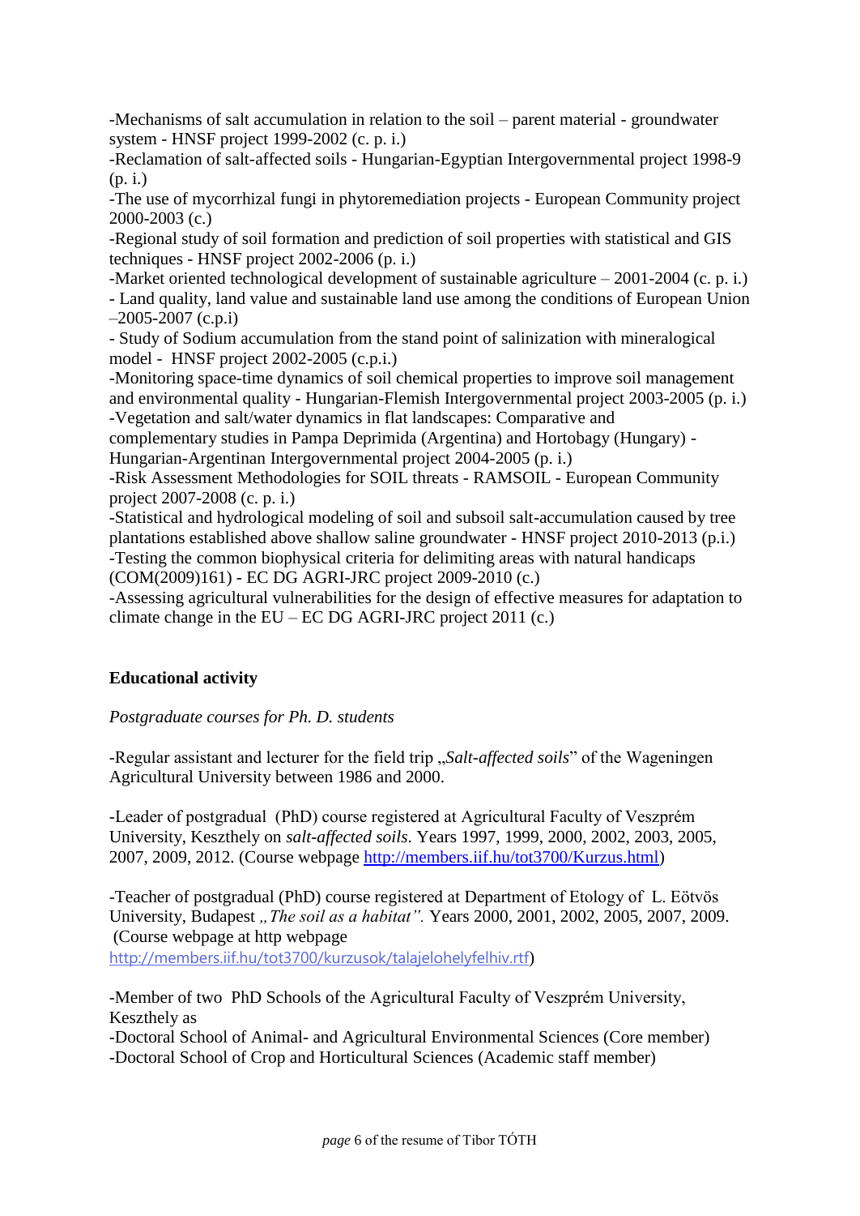-Mechanisms of salt accumulation in relation to the soil – parent material - groundwater system - HNSF project 1999-2002 (c. p. i.)
-Reclamation of salt-affected soils - Hungarian-Egyptian Intergovernmental project 1998-9 (p. i.)
-The use of mycorrhizal fungi in phytoremediation projects - European Community project 2000-2003 (c.)
-Regional study of soil formation and prediction of soil properties with statistical and GIS techniques - HNSF project 2002-2006 (p. i.)
-Market oriented technological development of sustainable agriculture – 2001-2004 (c. p. i.)
- Land quality, land value and sustainable land use among the conditions of European Union –2005-2007 (c.p.i)
- Study of Sodium accumulation from the stand point of salinization with mineralogical model - HNSF project 2002-2005 (c.p.i.)
-Monitoring space-time dynamics of soil chemical properties to improve soil management and environmental quality - Hungarian-Flemish Intergovernmental project 2003-2005 (p. i.)
-Vegetation and salt/water dynamics in flat landscapes: Comparative and complementary studies in Pampa Deprimida (Argentina) and Hortobagy (Hungary) - Hungarian-Argentinan Intergovernmental project 2004-2005 (p. i.)
-Risk Assessment Methodologies for SOIL threats - RAMSOIL - European Community project 2007-2008 (c. p. i.)
-Statistical and hydrological modeling of soil and subsoil salt-accumulation caused by tree plantations established above shallow saline groundwater - HNSF project 2010-2013 (p.i.)
-Testing the common biophysical criteria for delimiting areas with natural handicaps (COM(2009)161) - EC DG AGRI-JRC project 2009-2010 (c.)
-Assessing agricultural vulnerabilities for the design of effective measures for adaptation to climate change in the EU – EC DG AGRI-JRC project 2011 (c.)

## Educational activity

*Postgraduate courses for Ph. D. students*

-Regular assistant and lecturer for the field trip „*Salt-affected soils*" of the Wageningen Agricultural University between 1986 and 2000.

-Leader of postgradual (PhD) course registered at Agricultural Faculty of Veszprém University, Keszthely on *salt-affected soils*. Years 1997, 1999, 2000, 2002, 2003, 2005, 2007, 2009, 2012. (Course webpage http://members.iif.hu/tot3700/Kurzus.html)

-Teacher of postgradual (PhD) course registered at Department of Etology of L. Eötvös University, Budapest *„The soil as a habitat".* Years 2000, 2001, 2002, 2005, 2007, 2009. (Course webpage at http webpage http://members.iif.hu/tot3700/kurzusok/talajelohelyfelhiv.rtf)

-Member of two PhD Schools of the Agricultural Faculty of Veszprém University, Keszthely as
-Doctoral School of Animal- and Agricultural Environmental Sciences (Core member)
-Doctoral School of Crop and Horticultural Sciences (Academic staff member)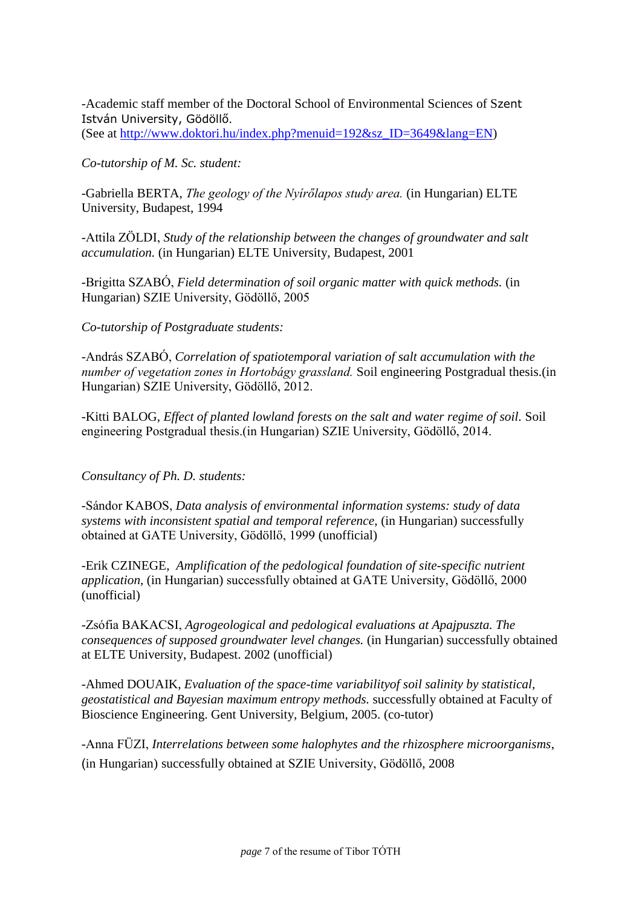-Academic staff member of the Doctoral School of Environmental Sciences of Szent István University, Gödöllő.
(See at [http://www.doktori.hu/index.php?menuid=192&sz_ID=3649&lang=EN](http://www.doktori.hu/index.php?menuid=192&sz_ID=3649&lang=EN))

*Co-tutorship of M. Sc. student:*

-Gabriella BERTA, *The geology of the Nyírőlapos study area.* (in Hungarian) ELTE University, Budapest, 1994

-Attila ZÖLDI, *Study of the relationship between the changes of groundwater and salt accumulation.* (in Hungarian) ELTE University, Budapest, 2001

-Brigitta SZABÓ, *Field determination of soil organic matter with quick methods.* (in Hungarian) SZIE University, Gödöllő, 2005

*Co-tutorship of Postgraduate students:*

-András SZABÓ, *Correlation of spatiotemporal variation of salt accumulation with the number of vegetation zones in Hortobágy grassland.* Soil engineering Postgradual thesis.(in Hungarian) SZIE University, Gödöllő, 2012.

-Kitti BALOG, *Effect of planted lowland forests on the salt and water regime of soil.* Soil engineering Postgradual thesis.(in Hungarian) SZIE University, Gödöllő, 2014.

*Consultancy of Ph. D. students:*

-Sándor KABOS, *Data analysis of environmental information systems: study of data systems with inconsistent spatial and temporal reference,* (in Hungarian) successfully obtained at GATE University, Gödöllő, 1999 (unofficial)

-Erik CZINEGE, *Amplification of the pedological foundation of site-specific nutrient application,* (in Hungarian) successfully obtained at GATE University, Gödöllő, 2000 (unofficial)

-Zsófia BAKACSI, *Agrogeological and pedological evaluations at Apajpuszta. The consequences of supposed groundwater level changes.* (in Hungarian) successfully obtained at ELTE University, Budapest. 2002 (unofficial)

-Ahmed DOUAIK, *Evaluation of the space-time variabilityof soil salinity by statistical, geostatistical and Bayesian maximum entropy methods.* successfully obtained at Faculty of Bioscience Engineering. Gent University, Belgium, 2005. (co-tutor)

-Anna FÜZI, *Interrelations between some halophytes and the rhizosphere microorganisms*, (in Hungarian) successfully obtained at SZIE University, Gödöllő, 2008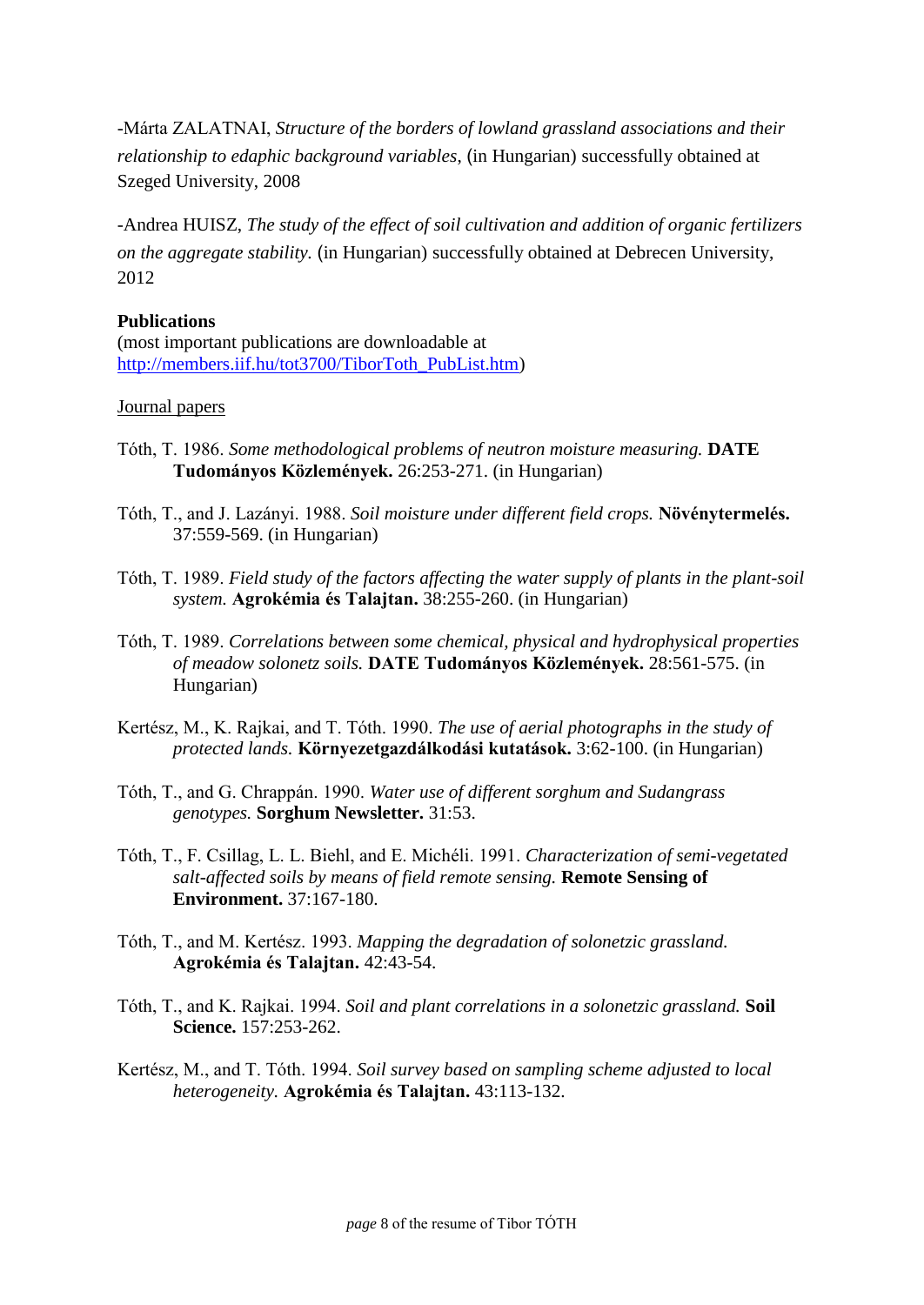-Márta ZALATNAI, *Structure of the borders of lowland grassland associations and their relationship to edaphic background variables*, (in Hungarian) successfully obtained at Szeged University, 2008

-Andrea HUISZ, *The study of the effect of soil cultivation and addition of organic fertilizers on the aggregate stability.* (in Hungarian) successfully obtained at Debrecen University, 2012

**Publications**
(most important publications are downloadable at [http://members.iif.hu/tot3700/TiborToth_PubList.htm](http://members.iif.hu/tot3700/TiborToth_PubList.htm))

Journal papers

Tóth, T. 1986. *Some methodological problems of neutron moisture measuring.* **DATE Tudományos Közlemények.** 26:253-271. (in Hungarian)

Tóth, T., and J. Lazányi. 1988. *Soil moisture under different field crops.* **Növénytermelés.** 37:559-569. (in Hungarian)

Tóth, T. 1989. *Field study of the factors affecting the water supply of plants in the plant-soil system.* **Agrokémia és Talajtan.** 38:255-260. (in Hungarian)

Tóth, T. 1989. *Correlations between some chemical, physical and hydrophysical properties of meadow solonetz soils.* **DATE Tudományos Közlemények.** 28:561-575. (in Hungarian)

Kertész, M., K. Rajkai, and T. Tóth. 1990. *The use of aerial photographs in the study of protected lands.* **Környezetgazdálkodási kutatások.** 3:62-100. (in Hungarian)

Tóth, T., and G. Chrappán. 1990. *Water use of different sorghum and Sudangrass genotypes.* **Sorghum Newsletter.** 31:53.

Tóth, T., F. Csillag, L. L. Biehl, and E. Michéli. 1991. *Characterization of semi-vegetated salt-affected soils by means of field remote sensing.* **Remote Sensing of Environment.** 37:167-180.

Tóth, T., and M. Kertész. 1993. *Mapping the degradation of solonetzic grassland.* **Agrokémia és Talajtan.** 42:43-54.

Tóth, T., and K. Rajkai. 1994. *Soil and plant correlations in a solonetzic grassland.* **Soil Science.** 157:253-262.

Kertész, M., and T. Tóth. 1994. *Soil survey based on sampling scheme adjusted to local heterogeneity.* **Agrokémia és Talajtan.** 43:113-132.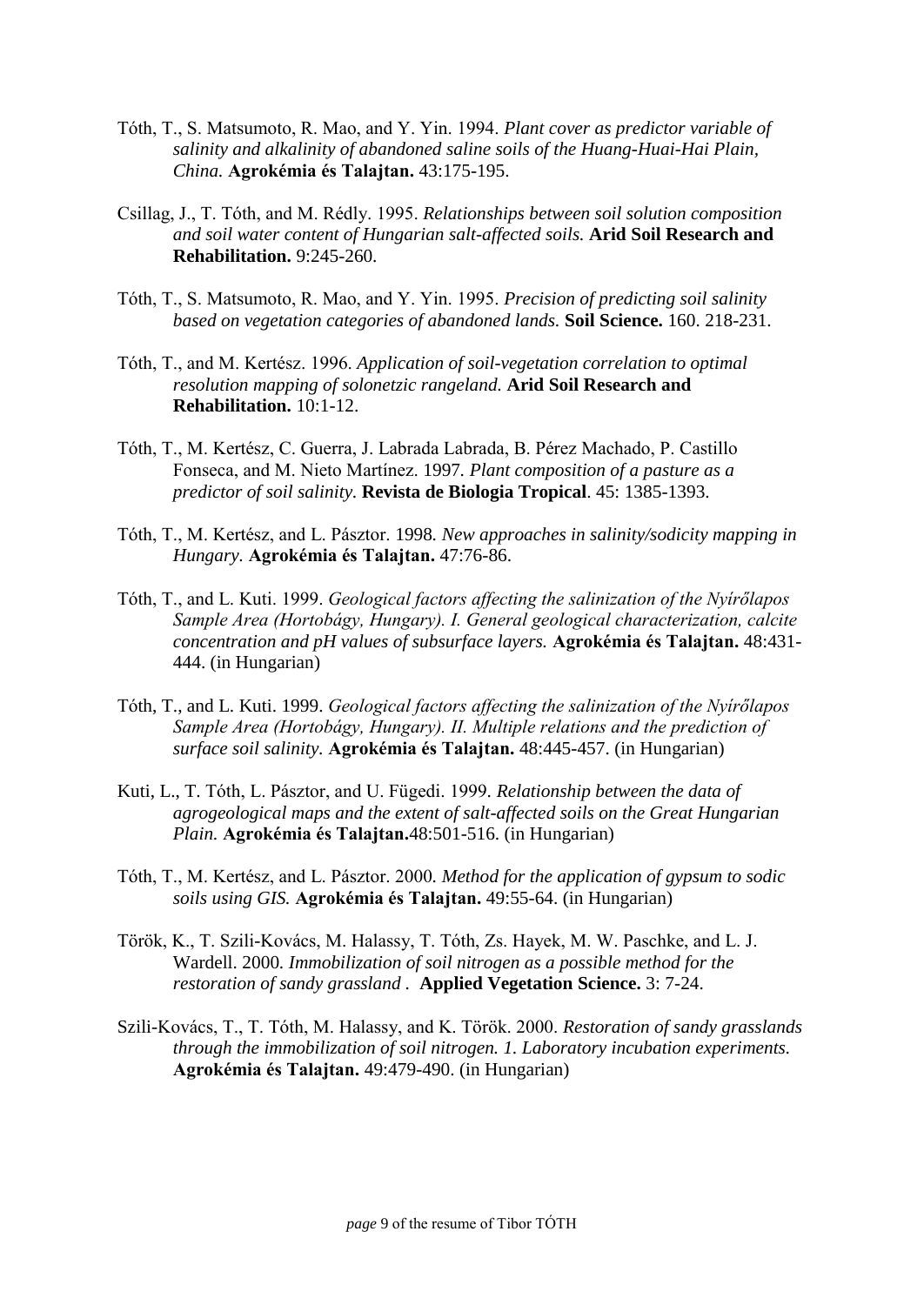Tóth, T., S. Matsumoto, R. Mao, and Y. Yin. 1994. *Plant cover as predictor variable of salinity and alkalinity of abandoned saline soils of the Huang-Huai-Hai Plain, China.* **Agrokémia és Talajtan.** 43:175-195.

Csillag, J., T. Tóth, and M. Rédly. 1995. *Relationships between soil solution composition and soil water content of Hungarian salt-affected soils.* **Arid Soil Research and Rehabilitation.** 9:245-260.

Tóth, T., S. Matsumoto, R. Mao, and Y. Yin. 1995. *Precision of predicting soil salinity based on vegetation categories of abandoned lands.* **Soil Science.** 160. 218-231.

Tóth, T., and M. Kertész. 1996. *Application of soil-vegetation correlation to optimal resolution mapping of solonetzic rangeland.* **Arid Soil Research and Rehabilitation.** 10:1-12.

Tóth, T., M. Kertész, C. Guerra, J. Labrada Labrada, B. Pérez Machado, P. Castillo Fonseca, and M. Nieto Martínez. 1997. *Plant composition of a pasture as a predictor of soil salinity.* **Revista de Biologia Tropical**. 45: 1385-1393.

Tóth, T., M. Kertész, and L. Pásztor. 1998. *New approaches in salinity/sodicity mapping in Hungary.* **Agrokémia és Talajtan.** 47:76-86.

Tóth, T., and L. Kuti. 1999. *Geological factors affecting the salinization of the Nyírőlapos Sample Area (Hortobágy, Hungary). I. General geological characterization, calcite concentration and pH values of subsurface layers.* **Agrokémia és Talajtan.** 48:431-444. (in Hungarian)

Tóth, T., and L. Kuti. 1999. *Geological factors affecting the salinization of the Nyírőlapos Sample Area (Hortobágy, Hungary). II. Multiple relations and the prediction of surface soil salinity.* **Agrokémia és Talajtan.** 48:445-457. (in Hungarian)

Kuti, L., T. Tóth, L. Pásztor, and U. Fügedi. 1999. *Relationship between the data of agrogeological maps and the extent of salt-affected soils on the Great Hungarian Plain.* **Agrokémia és Talajtan.**48:501-516. (in Hungarian)

Tóth, T., M. Kertész, and L. Pásztor. 2000. *Method for the application of gypsum to sodic soils using GIS.* **Agrokémia és Talajtan.** 49:55-64. (in Hungarian)

Török, K., T. Szili-Kovács, M. Halassy, T. Tóth, Zs. Hayek, M. W. Paschke, and L. J. Wardell. 2000. *Immobilization of soil nitrogen as a possible method for the restoration of sandy grassland .* **Applied Vegetation Science.** 3: 7-24.

Szili-Kovács, T., T. Tóth, M. Halassy, and K. Török. 2000. *Restoration of sandy grasslands through the immobilization of soil nitrogen. 1. Laboratory incubation experiments.* **Agrokémia és Talajtan.** 49:479-490. (in Hungarian)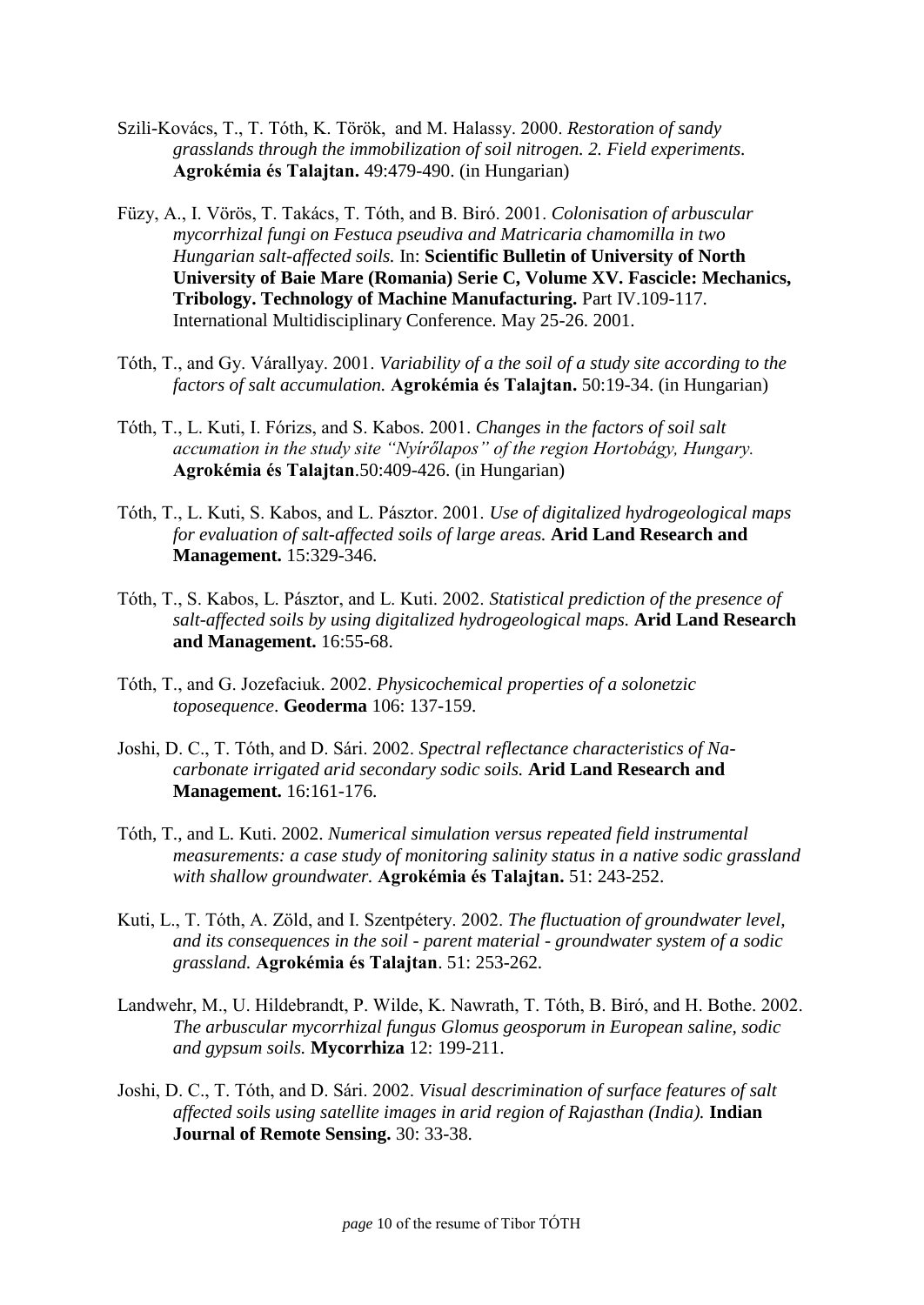Szili-Kovács, T., T. Tóth, K. Török, and M. Halassy. 2000. *Restoration of sandy grasslands through the immobilization of soil nitrogen. 2. Field experiments.* **Agrokémia és Talajtan.** 49:479-490. (in Hungarian)

Füzy, A., I. Vörös, T. Takács, T. Tóth, and B. Biró. 2001. *Colonisation of arbuscular mycorrhizal fungi on Festuca pseudiva and Matricaria chamomilla in two Hungarian salt-affected soils.* In: **Scientific Bulletin of University of North University of Baie Mare (Romania) Serie C, Volume XV. Fascicle: Mechanics, Tribology. Technology of Machine Manufacturing.** Part IV.109-117. International Multidisciplinary Conference. May 25-26. 2001.

Tóth, T., and Gy. Várallyay. 2001. *Variability of a the soil of a study site according to the factors of salt accumulation.* **Agrokémia és Talajtan.** 50:19-34. (in Hungarian)

Tóth, T., L. Kuti, I. Fórizs, and S. Kabos. 2001. *Changes in the factors of soil salt accumation in the study site "Nyírőlapos" of the region Hortobágy, Hungary.* **Agrokémia és Talajtan**.50:409-426. (in Hungarian)

Tóth, T., L. Kuti, S. Kabos, and L. Pásztor. 2001. *Use of digitalized hydrogeological maps for evaluation of salt-affected soils of large areas.* **Arid Land Research and Management.** 15:329-346.

Tóth, T., S. Kabos, L. Pásztor, and L. Kuti. 2002. *Statistical prediction of the presence of salt-affected soils by using digitalized hydrogeological maps.* **Arid Land Research and Management.** 16:55-68.

Tóth, T., and G. Jozefaciuk. 2002. *Physicochemical properties of a solonetzic toposequence*. **Geoderma** 106: 137-159.

Joshi, D. C., T. Tóth, and D. Sári. 2002. *Spectral reflectance characteristics of Na-carbonate irrigated arid secondary sodic soils.* **Arid Land Research and Management.** 16:161-176.

Tóth, T., and L. Kuti. 2002. *Numerical simulation versus repeated field instrumental measurements: a case study of monitoring salinity status in a native sodic grassland with shallow groundwater.* **Agrokémia és Talajtan.** 51: 243-252.

Kuti, L., T. Tóth, A. Zöld, and I. Szentpétery. 2002. *The fluctuation of groundwater level, and its consequences in the soil - parent material - groundwater system of a sodic grassland.* **Agrokémia és Talajtan**. 51: 253-262.

Landwehr, M., U. Hildebrandt, P. Wilde, K. Nawrath, T. Tóth, B. Biró, and H. Bothe. 2002. *The arbuscular mycorrhizal fungus Glomus geosporum in European saline, sodic and gypsum soils.* **Mycorrhiza** 12: 199-211.

Joshi, D. C., T. Tóth, and D. Sári. 2002. *Visual descrimination of surface features of salt affected soils using satellite images in arid region of Rajasthan (India).* **Indian Journal of Remote Sensing.** 30: 33-38.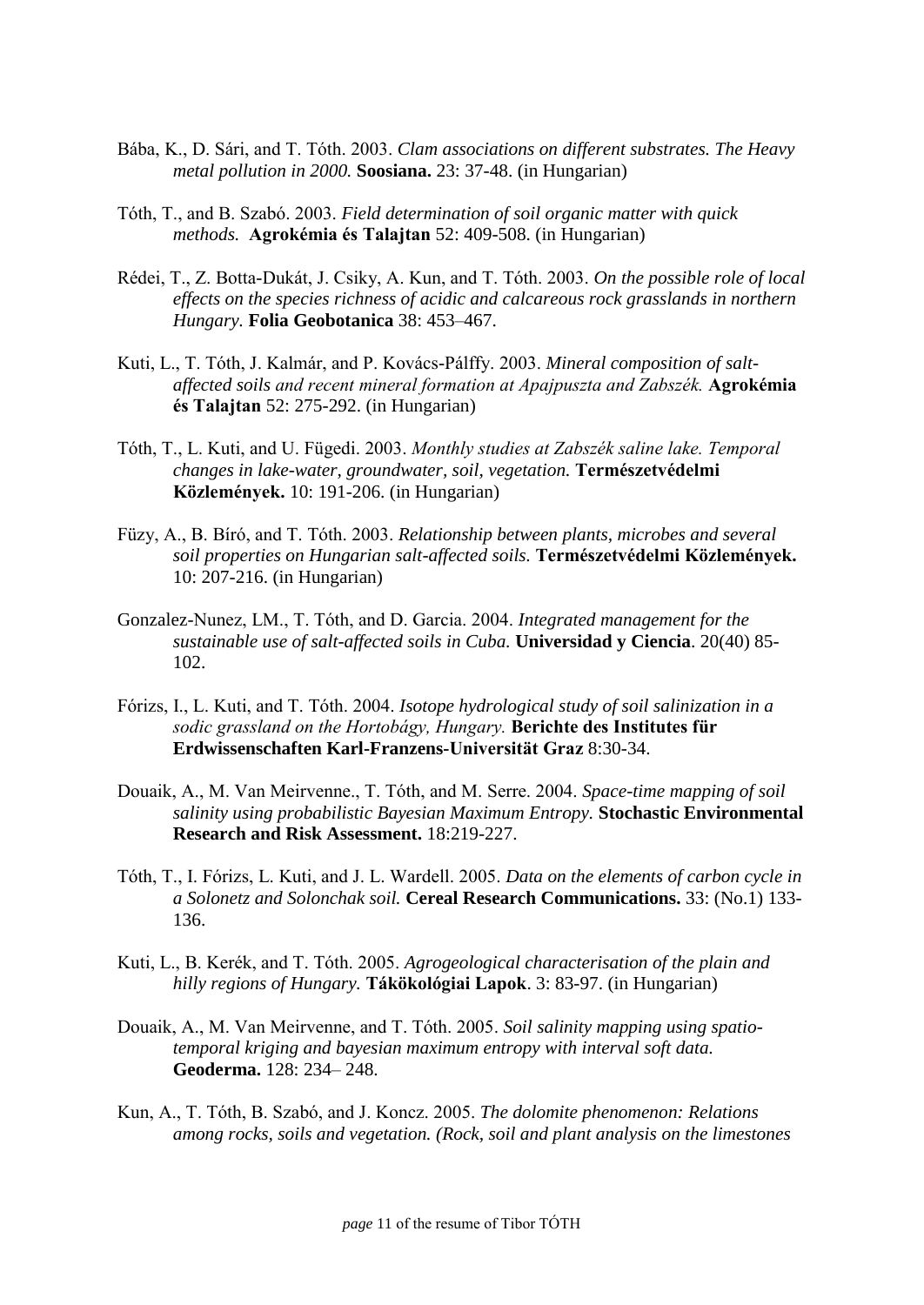Bába, K., D. Sári, and T. Tóth. 2003. *Clam associations on different substrates. The Heavy metal pollution in 2000.* **Soosiana.** 23: 37-48. (in Hungarian)

Tóth, T., and B. Szabó. 2003. *Field determination of soil organic matter with quick methods.* **Agrokémia és Talajtan** 52: 409-508. (in Hungarian)

Rédei, T., Z. Botta-Dukát, J. Csiky, A. Kun, and T. Tóth. 2003. *On the possible role of local effects on the species richness of acidic and calcareous rock grasslands in northern Hungary.* **Folia Geobotanica** 38: 453–467.

Kuti, L., T. Tóth, J. Kalmár, and P. Kovács-Pálffy. 2003. *Mineral composition of salt-affected soils and recent mineral formation at Apajpuszta and Zabszék.* **Agrokémia és Talajtan** 52: 275-292. (in Hungarian)

Tóth, T., L. Kuti, and U. Fügedi. 2003. *Monthly studies at Zabszék saline lake. Temporal changes in lake-water, groundwater, soil, vegetation.* **Természetvédelmi Közlemények.** 10: 191-206. (in Hungarian)

Füzy, A., B. Bíró, and T. Tóth. 2003. *Relationship between plants, microbes and several soil properties on Hungarian salt-affected soils.* **Természetvédelmi Közlemények.** 10: 207-216. (in Hungarian)

Gonzalez-Nunez, LM., T. Tóth, and D. Garcia. 2004. *Integrated management for the sustainable use of salt-affected soils in Cuba.* **Universidad y Ciencia**. 20(40) 85-102.

Fórizs, I., L. Kuti, and T. Tóth. 2004. *Isotope hydrological study of soil salinization in a sodic grassland on the Hortobágy, Hungary.* **Berichte des Institutes für Erdwissenschaften Karl-Franzens-Universität Graz** 8:30-34.

Douaik, A., M. Van Meirvenne., T. Tóth, and M. Serre. 2004. *Space-time mapping of soil salinity using probabilistic Bayesian Maximum Entropy.* **Stochastic Environmental Research and Risk Assessment.** 18:219-227.

Tóth, T., I. Fórizs, L. Kuti, and J. L. Wardell. 2005. *Data on the elements of carbon cycle in a Solonetz and Solonchak soil.* **Cereal Research Communications.** 33: (No.1) 133-136.

Kuti, L., B. Kerék, and T. Tóth. 2005. *Agrogeological characterisation of the plain and hilly regions of Hungary.* **Tájökológiai Lapok**. 3: 83-97. (in Hungarian)

Douaik, A., M. Van Meirvenne, and T. Tóth. 2005. *Soil salinity mapping using spatio-temporal kriging and bayesian maximum entropy with interval soft data.* **Geoderma.** 128: 234– 248.

Kun, A., T. Tóth, B. Szabó, and J. Koncz. 2005. *The dolomite phenomenon: Relations among rocks, soils and vegetation. (Rock, soil and plant analysis on the limestones*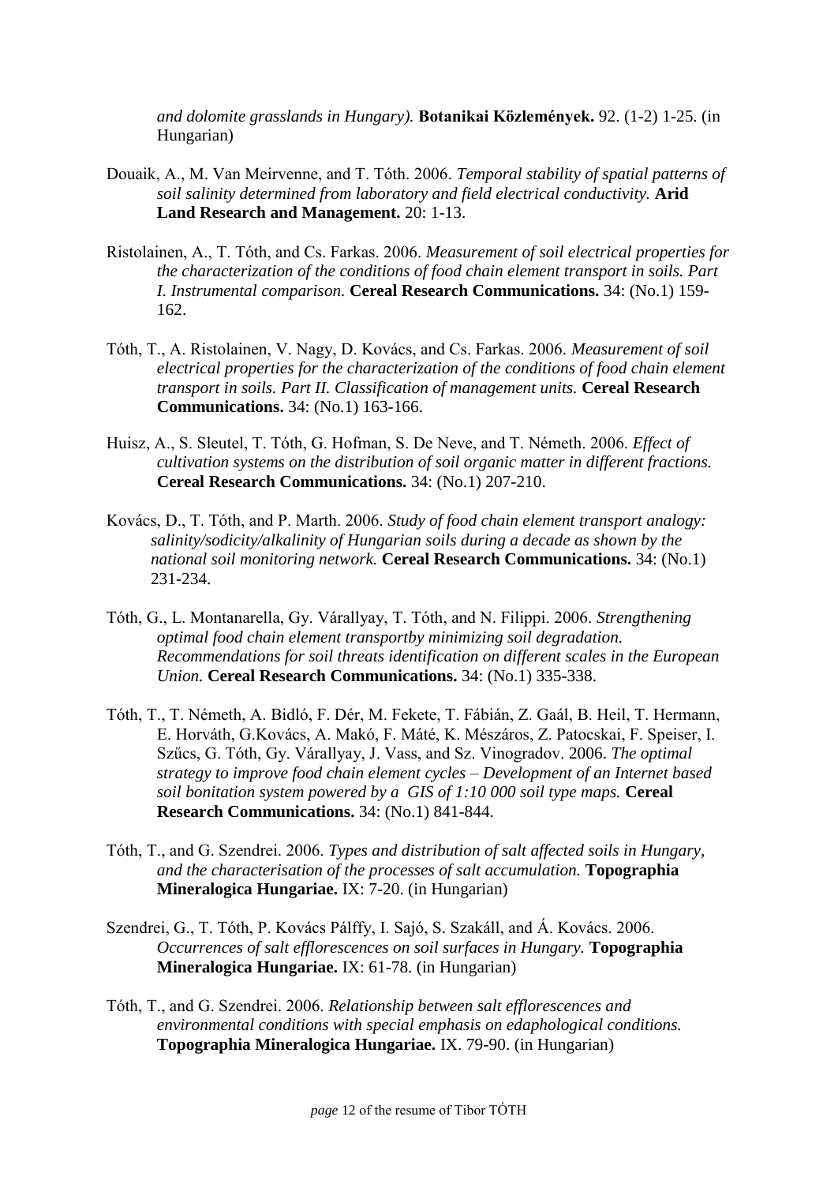*and dolomite grasslands in Hungary).* **Botanikai Közlemények.** 92. (1-2) 1-25. (in Hungarian)

Douaik, A., M. Van Meirvenne, and T. Tóth. 2006. *Temporal stability of spatial patterns of soil salinity determined from laboratory and field electrical conductivity.* **Arid Land Research and Management.** 20: 1-13.

Ristolainen, A., T. Tóth, and Cs. Farkas. 2006. *Measurement of soil electrical properties for the characterization of the conditions of food chain element transport in soils. Part I. Instrumental comparison.* **Cereal Research Communications.** 34: (No.1) 159-162.

Tóth, T., A. Ristolainen, V. Nagy, D. Kovács, and Cs. Farkas. 2006. *Measurement of soil electrical properties for the characterization of the conditions of food chain element transport in soils. Part II. Classification of management units.* **Cereal Research Communications.** 34: (No.1) 163-166.

Huisz, A., S. Sleutel, T. Tóth, G. Hofman, S. De Neve, and T. Németh. 2006. *Effect of cultivation systems on the distribution of soil organic matter in different fractions.* **Cereal Research Communications.** 34: (No.1) 207-210.

Kovács, D., T. Tóth, and P. Marth. 2006. *Study of food chain element transport analogy: salinity/sodicity/alkalinity of Hungarian soils during a decade as shown by the national soil monitoring network.* **Cereal Research Communications.** 34: (No.1) 231-234.

Tóth, G., L. Montanarella, Gy. Várallyay, T. Tóth, and N. Filippi. 2006. *Strengthening optimal food chain element transportby minimizing soil degradation. Recommendations for soil threats identification on different scales in the European Union.* **Cereal Research Communications.** 34: (No.1) 335-338.

Tóth, T., T. Németh, A. Bidló, F. Dér, M. Fekete, T. Fábián, Z. Gaál, B. Heil, T. Hermann, E. Horváth, G.Kovács, A. Makó, F. Máté, K. Mészáros, Z. Patocskai, F. Speiser, I. Szűcs, G. Tóth, Gy. Várallyay, J. Vass, and Sz. Vinogradov. 2006. *The optimal strategy to improve food chain element cycles – Development of an Internet based soil bonitation system powered by a GIS of 1:10 000 soil type maps.* **Cereal Research Communications.** 34: (No.1) 841-844.

Tóth, T., and G. Szendrei. 2006. *Types and distribution of salt affected soils in Hungary, and the characterisation of the processes of salt accumulation.* **Topographia Mineralogica Hungariae.** IX: 7-20. (in Hungarian)

Szendrei, G., T. Tóth, P. Kovács Pálffy, I. Sajó, S. Szakáll, and Á. Kovács. 2006. *Occurrences of salt efflorescences on soil surfaces in Hungary.* **Topographia Mineralogica Hungariae.** IX: 61-78. (in Hungarian)

Tóth, T., and G. Szendrei. 2006. *Relationship between salt efflorescences and environmental conditions with special emphasis on edaphological conditions.* **Topographia Mineralogica Hungariae.** IX. 79-90. (in Hungarian)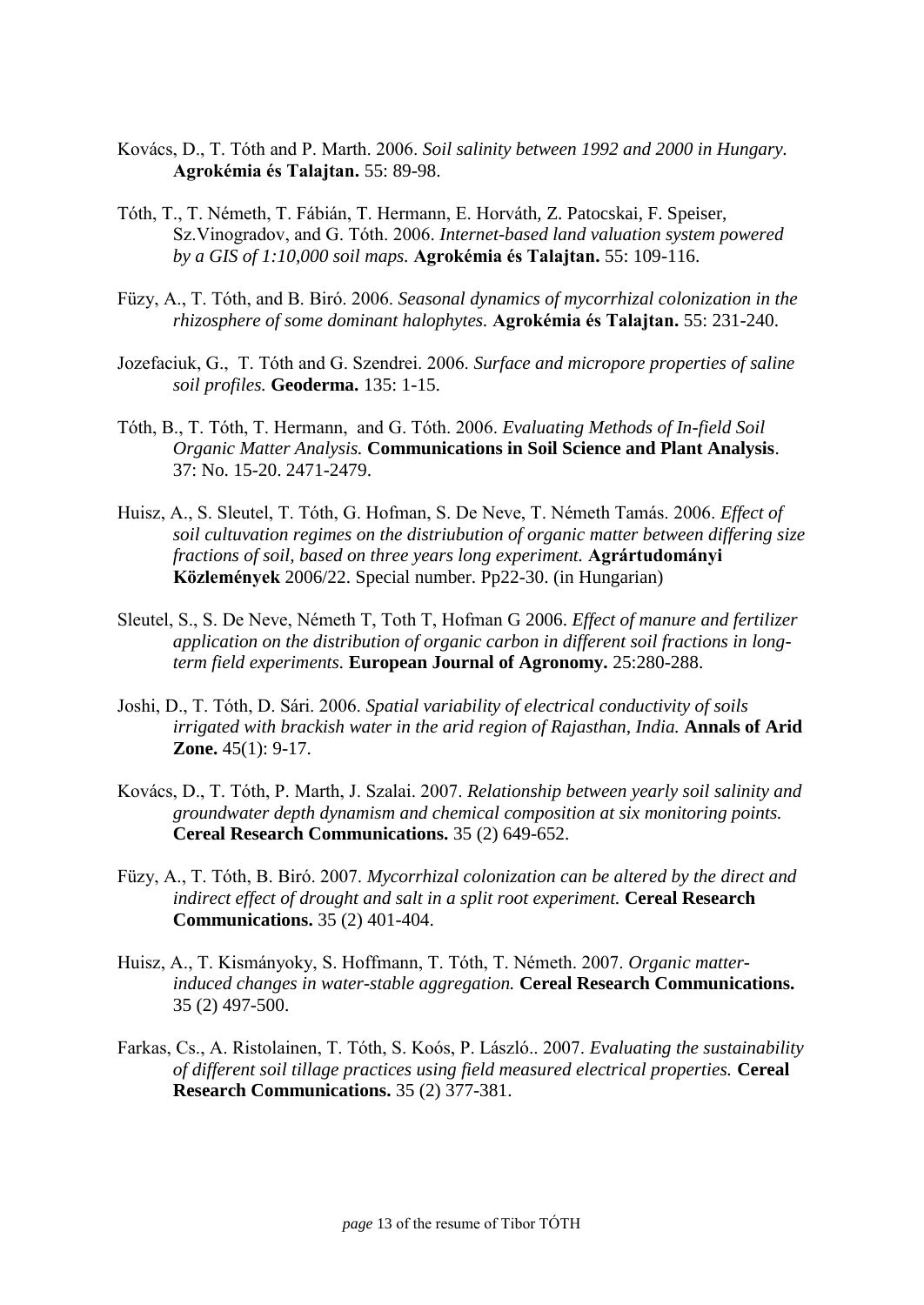Kovács, D., T. Tóth and P. Marth. 2006. *Soil salinity between 1992 and 2000 in Hungary.* **Agrokémia és Talajtan.** 55: 89-98.

Tóth, T., T. Németh, T. Fábián, T. Hermann, E. Horváth, Z. Patocskai, F. Speiser, Sz.Vinogradov, and G. Tóth. 2006. *Internet-based land valuation system powered by a GIS of 1:10,000 soil maps.* **Agrokémia és Talajtan.** 55: 109-116.

Füzy, A., T. Tóth, and B. Biró. 2006. *Seasonal dynamics of mycorrhizal colonization in the rhizosphere of some dominant halophytes.* **Agrokémia és Talajtan.** 55: 231-240.

Jozefaciuk, G., T. Tóth and G. Szendrei. 2006. *Surface and micropore properties of saline soil profiles.* **Geoderma.** 135: 1-15.

Tóth, B., T. Tóth, T. Hermann, and G. Tóth. 2006. *Evaluating Methods of In-field Soil Organic Matter Analysis.* **Communications in Soil Science and Plant Analysis**. 37: No. 15-20. 2471-2479.

Huisz, A., S. Sleutel, T. Tóth, G. Hofman, S. De Neve, T. Németh Tamás. 2006. *Effect of soil cultuvation regimes on the distriubution of organic matter between differing size fractions of soil, based on three years long experiment.* **Agrártudományi Közlemények** 2006/22. Special number. Pp22-30. (in Hungarian)

Sleutel, S., S. De Neve, Németh T, Toth T, Hofman G 2006. *Effect of manure and fertilizer application on the distribution of organic carbon in different soil fractions in long-term field experiments.* **European Journal of Agronomy.** 25:280-288.

Joshi, D., T. Tóth, D. Sári. 2006. *Spatial variability of electrical conductivity of soils irrigated with brackish water in the arid region of Rajasthan, India.* **Annals of Arid Zone.** 45(1): 9-17.

Kovács, D., T. Tóth, P. Marth, J. Szalai. 2007. *Relationship between yearly soil salinity and groundwater depth dynamism and chemical composition at six monitoring points.* **Cereal Research Communications.** 35 (2) 649-652.

Füzy, A., T. Tóth, B. Biró. 2007. *Mycorrhizal colonization can be altered by the direct and indirect effect of drought and salt in a split root experiment.* **Cereal Research Communications.** 35 (2) 401-404.

Huisz, A., T. Kismányoky, S. Hoffmann, T. Tóth, T. Németh. 2007. *Organic matter-induced changes in water-stable aggregation.* **Cereal Research Communications.** 35 (2) 497-500.

Farkas, Cs., A. Ristolainen, T. Tóth, S. Koós, P. László.. 2007. *Evaluating the sustainability of different soil tillage practices using field measured electrical properties.* **Cereal Research Communications.** 35 (2) 377-381.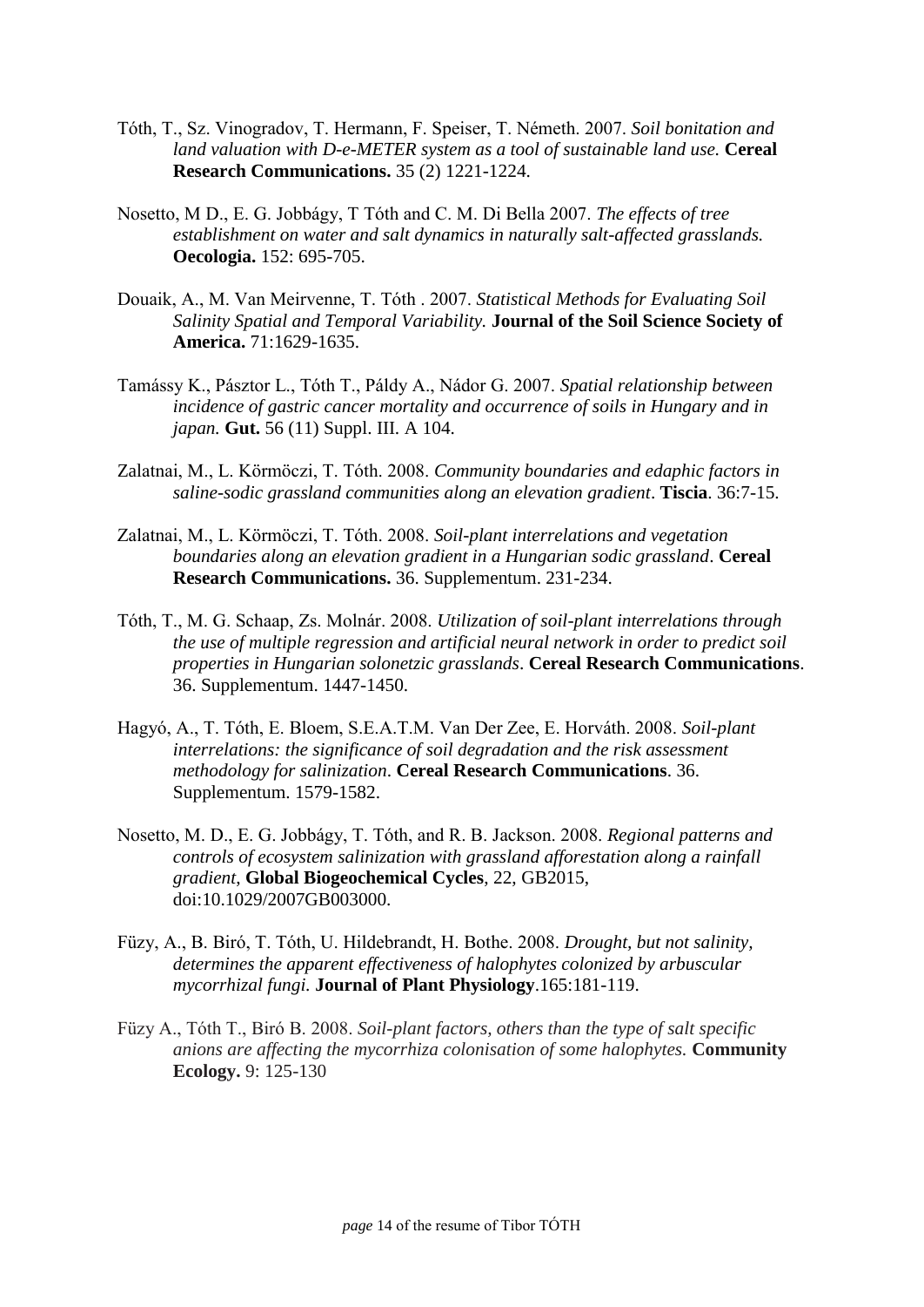Tóth, T., Sz. Vinogradov, T. Hermann, F. Speiser, T. Németh. 2007. *Soil bonitation and land valuation with D-e-METER system as a tool of sustainable land use.* **Cereal Research Communications.** 35 (2) 1221-1224.

Nosetto, M D., E. G. Jobbágy, T Tóth and C. M. Di Bella 2007. *The effects of tree establishment on water and salt dynamics in naturally salt-affected grasslands.* **Oecologia.** 152: 695-705.

Douaik, A., M. Van Meirvenne, T. Tóth . 2007. *Statistical Methods for Evaluating Soil Salinity Spatial and Temporal Variability.* **Journal of the Soil Science Society of America.** 71:1629-1635.

Tamássy K., Pásztor L., Tóth T., Páldy A., Nádor G. 2007. *Spatial relationship between incidence of gastric cancer mortality and occurrence of soils in Hungary and in japan.* **Gut.** 56 (11) Suppl. III. A 104.

Zalatnai, M., L. Körmöczi, T. Tóth. 2008. *Community boundaries and edaphic factors in saline-sodic grassland communities along an elevation gradient*. **Tiscia**. 36:7-15.

Zalatnai, M., L. Körmöczi, T. Tóth. 2008. *Soil-plant interrelations and vegetation boundaries along an elevation gradient in a Hungarian sodic grassland*. **Cereal Research Communications.** 36. Supplementum. 231-234.

Tóth, T., M. G. Schaap, Zs. Molnár. 2008. *Utilization of soil-plant interrelations through the use of multiple regression and artificial neural network in order to predict soil properties in Hungarian solonetzic grasslands*. **Cereal Research Communications**. 36. Supplementum. 1447-1450.

Hagyó, A., T. Tóth, E. Bloem, S.E.A.T.M. Van Der Zee, E. Horváth. 2008. *Soil-plant interrelations: the significance of soil degradation and the risk assessment methodology for salinization*. **Cereal Research Communications**. 36. Supplementum. 1579-1582.

Nosetto, M. D., E. G. Jobbágy, T. Tóth, and R. B. Jackson. 2008. *Regional patterns and controls of ecosystem salinization with grassland afforestation along a rainfall gradient*, **Global Biogeochemical Cycles**, 22, GB2015, doi:10.1029/2007GB003000.

Füzy, A., B. Biró, T. Tóth, U. Hildebrandt, H. Bothe. 2008. *Drought, but not salinity, determines the apparent effectiveness of halophytes colonized by arbuscular mycorrhizal fungi.* **Journal of Plant Physiology**.165:181-119.

Füzy A., Tóth T., Biró B. 2008. *Soil-plant factors, others than the type of salt specific anions are affecting the mycorrhiza colonisation of some halophytes.* **Community Ecology.** 9: 125-130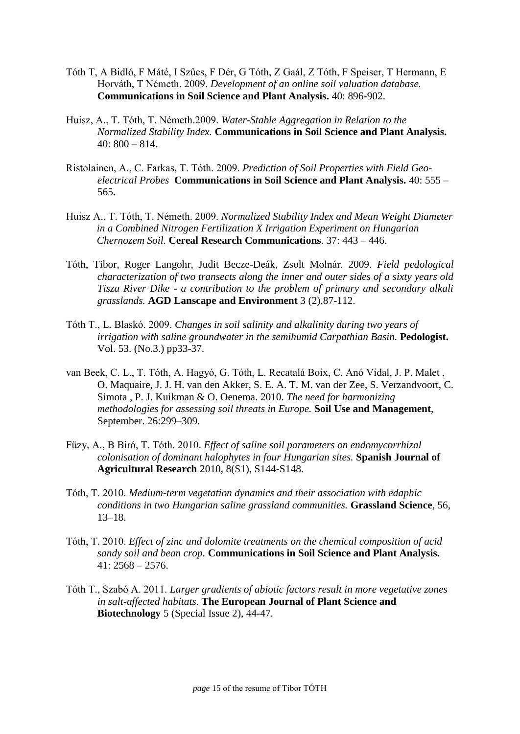Tóth T, A Bidló, F Máté, I Szűcs, F Dér, G Tóth, Z Gaál, Z Tóth, F Speiser, T Hermann, E Horváth, T Németh. 2009. *Development of an online soil valuation database.* **Communications in Soil Science and Plant Analysis.** 40: 896-902.

Huisz, A., T. Tóth, T. Németh.2009. *Water-Stable Aggregation in Relation to the Normalized Stability Index.* **Communications in Soil Science and Plant Analysis.** 40: 800 – 814**.**

Ristolainen, A., C. Farkas, T. Tóth. 2009. *Prediction of Soil Properties with Field Geo-electrical Probes* **Communications in Soil Science and Plant Analysis.** 40: 555 – 565**.**

Huisz A., T. Tóth, T. Németh. 2009. *Normalized Stability Index and Mean Weight Diameter in a Combined Nitrogen Fertilization X Irrigation Experiment on Hungarian Chernozem Soil.* **Cereal Research Communications**. 37: 443 – 446.

Tóth, Tibor, Roger Langohr, Judit Becze-Deák, Zsolt Molnár. 2009. *Field pedological characterization of two transects along the inner and outer sides of a sixty years old Tisza River Dike - a contribution to the problem of primary and secondary alkali grasslands.* **AGD Lanscape and Environment** 3 (2).87-112.

Tóth T., L. Blaskó. 2009. *Changes in soil salinity and alkalinity during two years of irrigation with saline groundwater in the semihumid Carpathian Basin.* **Pedologist.** Vol. 53. (No.3.) pp33-37.

van Beek, C. L., T. Tóth, A. Hagyó, G. Tóth, L. Recatalá Boix, C. Anó Vidal, J. P. Malet , O. Maquaire, J. J. H. van den Akker, S. E. A. T. M. van der Zee, S. Verzandvoort, C. Simota , P. J. Kuikman & O. Oenema. 2010. *The need for harmonizing methodologies for assessing soil threats in Europe.* **Soil Use and Management**, September. 26:299–309.

Füzy, A., B Biró, T. Tóth. 2010. *Effect of saline soil parameters on endomycorrhizal colonisation of dominant halophytes in four Hungarian sites.* **Spanish Journal of Agricultural Research** 2010, 8(S1), S144-S148.

Tóth, T. 2010. *Medium-term vegetation dynamics and their association with edaphic conditions in two Hungarian saline grassland communities.* **Grassland Science**, 56, 13–18.

Tóth, T. 2010. *Effect of zinc and dolomite treatments on the chemical composition of acid sandy soil and bean crop.* **Communications in Soil Science and Plant Analysis.** 41: 2568 – 2576.

Tóth T., Szabó A. 2011. *Larger gradients of abiotic factors result in more vegetative zones in salt-affected habitats.* **The European Journal of Plant Science and Biotechnology** 5 (Special Issue 2), 44-47.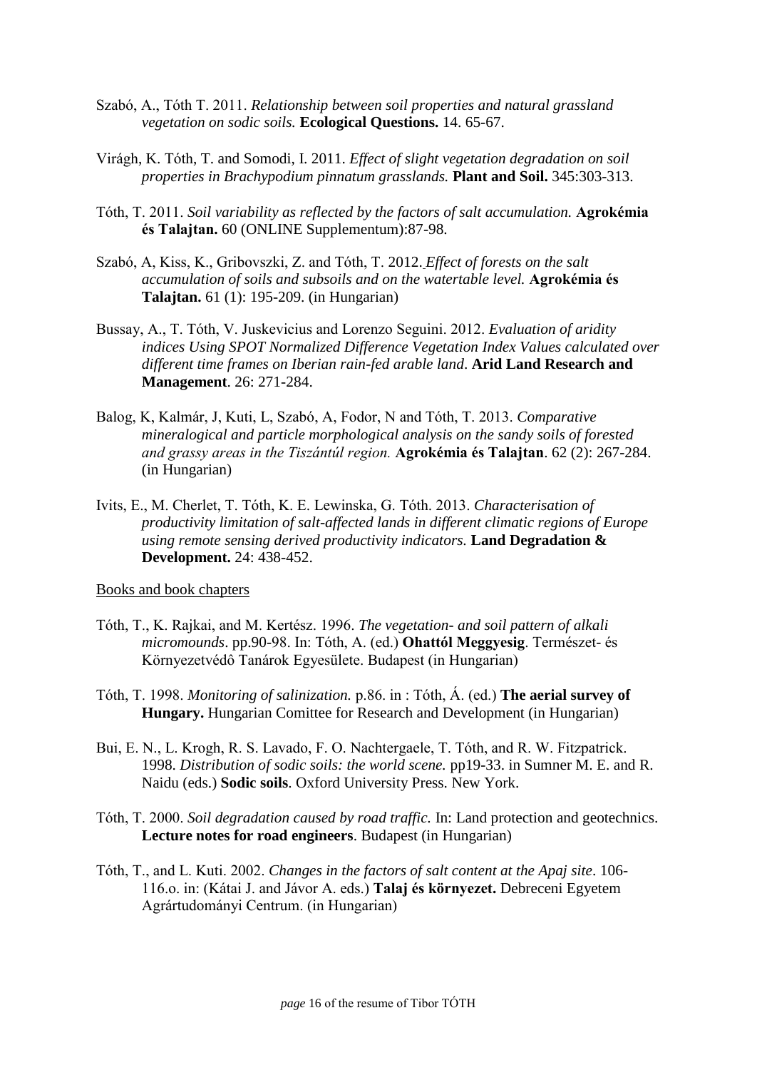Szabó, A., Tóth T. 2011. *Relationship between soil properties and natural grassland vegetation on sodic soils.* **Ecological Questions.** 14. 65-67.

Virágh, K. Tóth, T. and Somodi, I. 2011. *Effect of slight vegetation degradation on soil properties in Brachypodium pinnatum grasslands.* **Plant and Soil.** 345:303-313.

Tóth, T. 2011. *Soil variability as reflected by the factors of salt accumulation.* **Agrokémia és Talajtan.** 60 (ONLINE Supplementum):87-98.

Szabó, A, Kiss, K., Gribovszki, Z. and Tóth, T. 2012. *Effect of forests on the salt accumulation of soils and subsoils and on the watertable level.* **Agrokémia és Talajtan.** 61 (1): 195-209. (in Hungarian)

Bussay, A., T. Tóth, V. Juskevicius and Lorenzo Seguini. 2012. *Evaluation of aridity indices Using SPOT Normalized Difference Vegetation Index Values calculated over different time frames on Iberian rain-fed arable land*. **Arid Land Research and Management**. 26: 271-284.

Balog, K, Kalmár, J, Kuti, L, Szabó, A, Fodor, N and Tóth, T. 2013. *Comparative mineralogical and particle morphological analysis on the sandy soils of forested and grassy areas in the Tiszántúl region.* **Agrokémia és Talajtan**. 62 (2): 267-284. (in Hungarian)

Ivits, E., M. Cherlet, T. Tóth, K. E. Lewinska, G. Tóth. 2013. *Characterisation of productivity limitation of salt-affected lands in different climatic regions of Europe using remote sensing derived productivity indicators.* **Land Degradation & Development.** 24: 438-452.

Books and book chapters

Tóth, T., K. Rajkai, and M. Kertész. 1996. *The vegetation- and soil pattern of alkali micromounds*. pp.90-98. In: Tóth, A. (ed.) **Ohattól Meggyesig**. Természet- és Környezetvédô Tanárok Egyesülete. Budapest (in Hungarian)

Tóth, T. 1998. *Monitoring of salinization.* p.86. in : Tóth, Á. (ed.) **The aerial survey of Hungary.** Hungarian Comittee for Research and Development (in Hungarian)

Bui, E. N., L. Krogh, R. S. Lavado, F. O. Nachtergaele, T. Tóth, and R. W. Fitzpatrick. 1998. *Distribution of sodic soils: the world scene.* pp19-33. in Sumner M. E. and R. Naidu (eds.) **Sodic soils**. Oxford University Press. New York.

Tóth, T. 2000. *Soil degradation caused by road traffic.* In: Land protection and geotechnics. **Lecture notes for road engineers**. Budapest (in Hungarian)

Tóth, T., and L. Kuti. 2002. *Changes in the factors of salt content at the Apaj site*. 106-116.o. in: (Kátai J. and Jávor A. eds.) **Talaj és környezet.** Debreceni Egyetem Agrártudományi Centrum. (in Hungarian)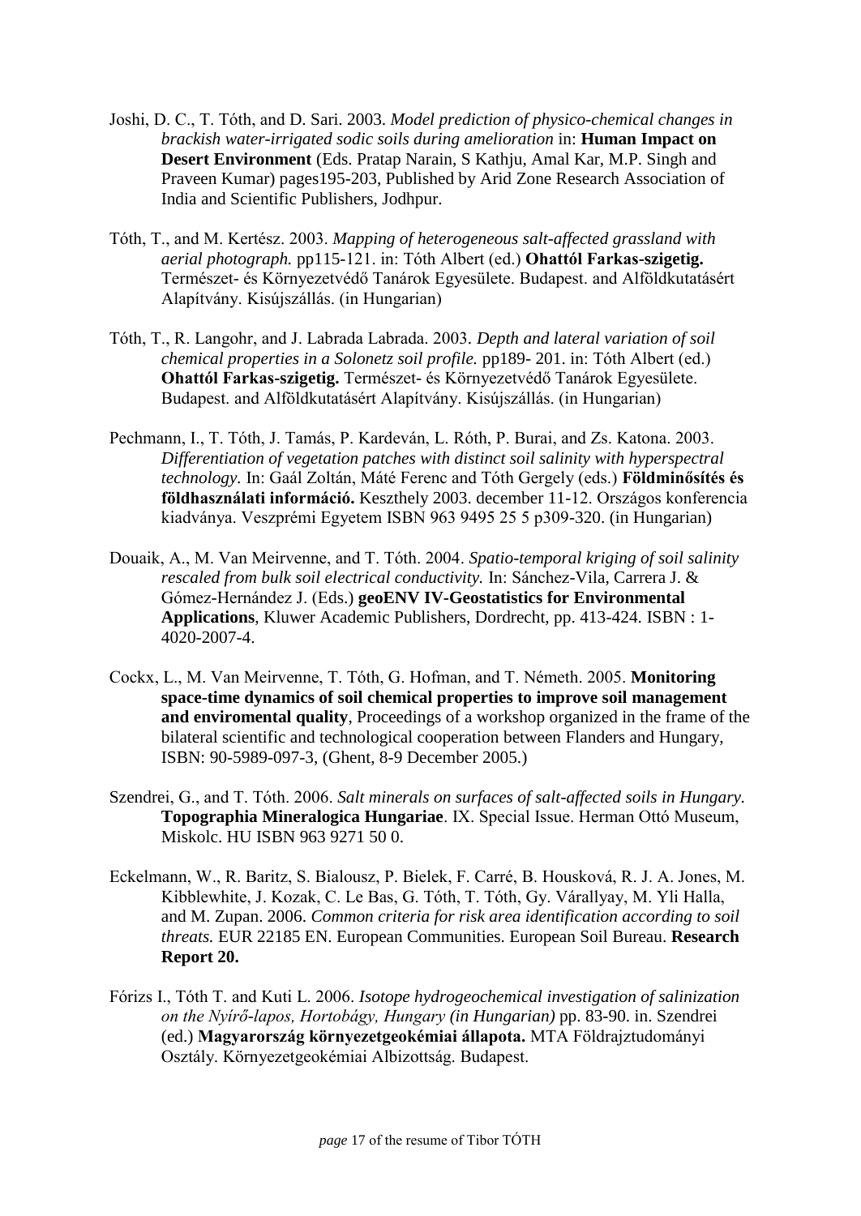Joshi, D. C., T. Tóth, and D. Sari. 2003. *Model prediction of physico-chemical changes in brackish water-irrigated sodic soils during amelioration* in: **Human Impact on Desert Environment** (Eds. Pratap Narain, S Kathju, Amal Kar, M.P. Singh and Praveen Kumar) pages195-203, Published by Arid Zone Research Association of India and Scientific Publishers, Jodhpur.

Tóth, T., and M. Kertész. 2003. *Mapping of heterogeneous salt-affected grassland with aerial photograph.* pp115-121. in: Tóth Albert (ed.) **Ohattól Farkas-szigetig.** Természet- és Környezetvédő Tanárok Egyesülete. Budapest. and Alföldkutatásért Alapítvány. Kisújszállás. (in Hungarian)

Tóth, T., R. Langohr, and J. Labrada Labrada. 2003. *Depth and lateral variation of soil chemical properties in a Solonetz soil profile.* pp189- 201. in: Tóth Albert (ed.) **Ohattól Farkas-szigetig.** Természet- és Környezetvédő Tanárok Egyesülete. Budapest. and Alföldkutatásért Alapítvány. Kisújszállás. (in Hungarian)

Pechmann, I., T. Tóth, J. Tamás, P. Kardeván, L. Róth, P. Burai, and Zs. Katona. 2003. *Differentiation of vegetation patches with distinct soil salinity with hyperspectral technology.* In: Gaál Zoltán, Máté Ferenc and Tóth Gergely (eds.) **Földminősítés és földhasználati információ.** Keszthely 2003. december 11-12. Országos konferencia kiadványa. Veszprémi Egyetem ISBN 963 9495 25 5 p309-320. (in Hungarian)

Douaik, A., M. Van Meirvenne, and T. Tóth. 2004. *Spatio-temporal kriging of soil salinity rescaled from bulk soil electrical conductivity.* In: Sánchez-Vila, Carrera J. & Gómez-Hernández J. (Eds.) **geoENV IV-Geostatistics for Environmental Applications**, Kluwer Academic Publishers, Dordrecht, pp. 413-424. ISBN : 1-4020-2007-4.

Cockx, L., M. Van Meirvenne, T. Tóth, G. Hofman, and T. Németh. 2005. **Monitoring space-time dynamics of soil chemical properties to improve soil management and enviromental quality**, Proceedings of a workshop organized in the frame of the bilateral scientific and technological cooperation between Flanders and Hungary, ISBN: 90-5989-097-3, (Ghent, 8-9 December 2005.)

Szendrei, G., and T. Tóth. 2006. *Salt minerals on surfaces of salt-affected soils in Hungary.* **Topographia Mineralogica Hungariae**. IX. Special Issue. Herman Ottó Museum, Miskolc. HU ISBN 963 9271 50 0.

Eckelmann, W., R. Baritz, S. Bialousz, P. Bielek, F. Carré, B. Housková, R. J. A. Jones, M. Kibblewhite, J. Kozak, C. Le Bas, G. Tóth, T. Tóth, Gy. Várallyay, M. Yli Halla, and M. Zupan. 2006. *Common criteria for risk area identification according to soil threats.* EUR 22185 EN. European Communities. European Soil Bureau. **Research Report 20.**

Fórizs I., Tóth T. and Kuti L. 2006. *Isotope hydrogeochemical investigation of salinization on the Nyírő-lapos, Hortobágy, Hungary (in Hungarian)* pp. 83-90. in. Szendrei (ed.) **Magyarország környezetgeokémiai állapota.** MTA Földrajztudományi Osztály. Környezetgeokémiai Albizottság. Budapest.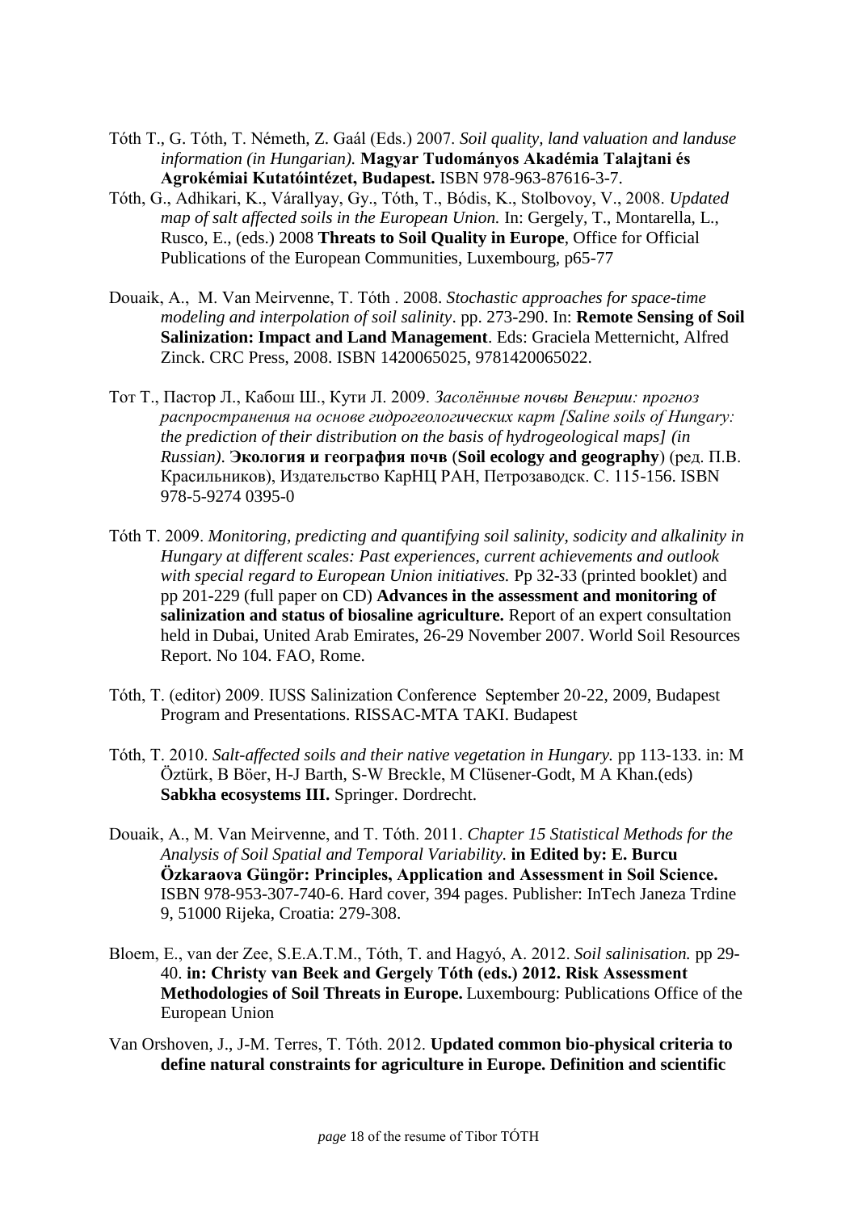Tóth T., G. Tóth, T. Németh, Z. Gaál (Eds.) 2007. *Soil quality, land valuation and landuse information (in Hungarian).* **Magyar Tudományos Akadémia Talajtani és Agrokémiai Kutatóintézet, Budapest.** ISBN 978-963-87616-3-7.

Tóth, G., Adhikari, K., Várallyay, Gy., Tóth, T., Bódis, K., Stolbovoy, V., 2008. *Updated map of salt affected soils in the European Union.* In: Gergely, T., Montarella, L., Rusco, E., (eds.) 2008 **Threats to Soil Quality in Europe**, Office for Official Publications of the European Communities, Luxembourg, p65-77

Douaik, A., M. Van Meirvenne, T. Tóth . 2008. *Stochastic approaches for space-time modeling and interpolation of soil salinity*. pp. 273-290. In: **Remote Sensing of Soil Salinization: Impact and Land Management**. Eds: Graciela Metternicht, Alfred Zinck. CRC Press, 2008. ISBN 1420065025, 9781420065022.

Тот Т., Пастор Л., Кабош Ш., Кути Л. 2009. *Засолённые почвы Венгрии: прогноз распространения на основе гидрогеологических карт [Saline soils of Hungary: the prediction of their distribution on the basis of hydrogeological maps] (in Russian)*. **Экология и география почв** (**Soil ecology and geography**) (ред. П.В. Красильников), Издательство КарНЦ РАН, Петрозаводск. С. 115-156. ISBN 978-5-9274 0395-0

Tóth T. 2009. *Monitoring, predicting and quantifying soil salinity, sodicity and alkalinity in Hungary at different scales: Past experiences, current achievements and outlook with special regard to European Union initiatives.* Pp 32-33 (printed booklet) and pp 201-229 (full paper on CD) **Advances in the assessment and monitoring of salinization and status of biosaline agriculture.** Report of an expert consultation held in Dubai, United Arab Emirates, 26-29 November 2007. World Soil Resources Report. No 104. FAO, Rome.

Tóth, T. (editor) 2009. IUSS Salinization Conference September 20-22, 2009, Budapest Program and Presentations. RISSAC-MTA TAKI. Budapest

Tóth, T. 2010. *Salt-affected soils and their native vegetation in Hungary.* pp 113-133. in: M Öztürk, B Böer, H-J Barth, S-W Breckle, M Clüsener-Godt, M A Khan.(eds) **Sabkha ecosystems III.** Springer. Dordrecht.

Douaik, A., M. Van Meirvenne, and T. Tóth. 2011. *Chapter 15 Statistical Methods for the Analysis of Soil Spatial and Temporal Variability.* **in Edited by: E. Burcu Özkaraova Güngör: Principles, Application and Assessment in Soil Science.** ISBN 978-953-307-740-6. Hard cover, 394 pages. Publisher: InTech Janeza Trdine 9, 51000 Rijeka, Croatia: 279-308.

Bloem, E., van der Zee, S.E.A.T.M., Tóth, T. and Hagyó, A. 2012. *Soil salinisation.* pp 29-40. **in: Christy van Beek and Gergely Tóth (eds.) 2012. Risk Assessment Methodologies of Soil Threats in Europe.** Luxembourg: Publications Office of the European Union

Van Orshoven, J., J-M. Terres, T. Tóth. 2012. **Updated common bio-physical criteria to define natural constraints for agriculture in Europe. Definition and scientific**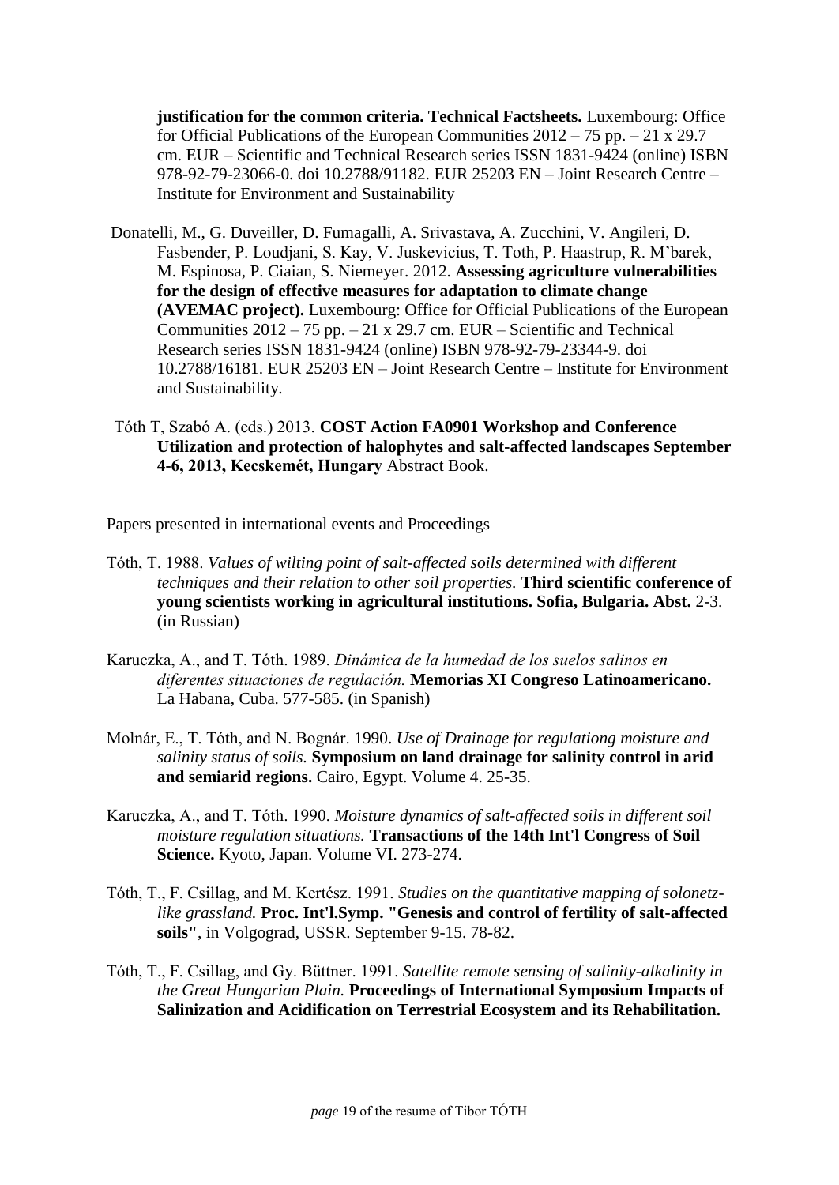**justification for the common criteria. Technical Factsheets.** Luxembourg: Office for Official Publications of the European Communities 2012 – 75 pp. – 21 x 29.7 cm. EUR – Scientific and Technical Research series ISSN 1831-9424 (online) ISBN 978-92-79-23066-0. doi 10.2788/91182. EUR 25203 EN – Joint Research Centre – Institute for Environment and Sustainability

Donatelli, M., G. Duveiller, D. Fumagalli, A. Srivastava, A. Zucchini, V. Angileri, D. Fasbender, P. Loudjani, S. Kay, V. Juskevicius, T. Toth, P. Haastrup, R. M'barek, M. Espinosa, P. Ciaian, S. Niemeyer. 2012. **Assessing agriculture vulnerabilities for the design of effective measures for adaptation to climate change (AVEMAC project).** Luxembourg: Office for Official Publications of the European Communities 2012 – 75 pp. – 21 x 29.7 cm. EUR – Scientific and Technical Research series ISSN 1831-9424 (online) ISBN 978-92-79-23344-9. doi 10.2788/16181. EUR 25203 EN – Joint Research Centre – Institute for Environment and Sustainability.

Tóth T, Szabó A. (eds.) 2013. **COST Action FA0901 Workshop and Conference Utilization and protection of halophytes and salt-affected landscapes September 4-6, 2013, Kecskemét, Hungary** Abstract Book.

Papers presented in international events and Proceedings

Tóth, T. 1988. *Values of wilting point of salt-affected soils determined with different techniques and their relation to other soil properties.* **Third scientific conference of young scientists working in agricultural institutions. Sofia, Bulgaria. Abst.** 2-3. (in Russian)

Karuczka, A., and T. Tóth. 1989. *Dinámica de la humedad de los suelos salinos en diferentes situaciones de regulación.* **Memorias XI Congreso Latinoamericano.** La Habana, Cuba. 577-585. (in Spanish)

Molnár, E., T. Tóth, and N. Bognár. 1990. *Use of Drainage for regulationg moisture and salinity status of soils.* **Symposium on land drainage for salinity control in arid and semiarid regions.** Cairo, Egypt. Volume 4. 25-35.

Karuczka, A., and T. Tóth. 1990. *Moisture dynamics of salt-affected soils in different soil moisture regulation situations.* **Transactions of the 14th Int'l Congress of Soil Science.** Kyoto, Japan. Volume VI. 273-274.

Tóth, T., F. Csillag, and M. Kertész. 1991. *Studies on the quantitative mapping of solonetz-like grassland.* **Proc. Int'l.Symp. "Genesis and control of fertility of salt-affected soils"**, in Volgograd, USSR. September 9-15. 78-82.

Tóth, T., F. Csillag, and Gy. Büttner. 1991. *Satellite remote sensing of salinity-alkalinity in the Great Hungarian Plain.* **Proceedings of International Symposium Impacts of Salinization and Acidification on Terrestrial Ecosystem and its Rehabilitation.**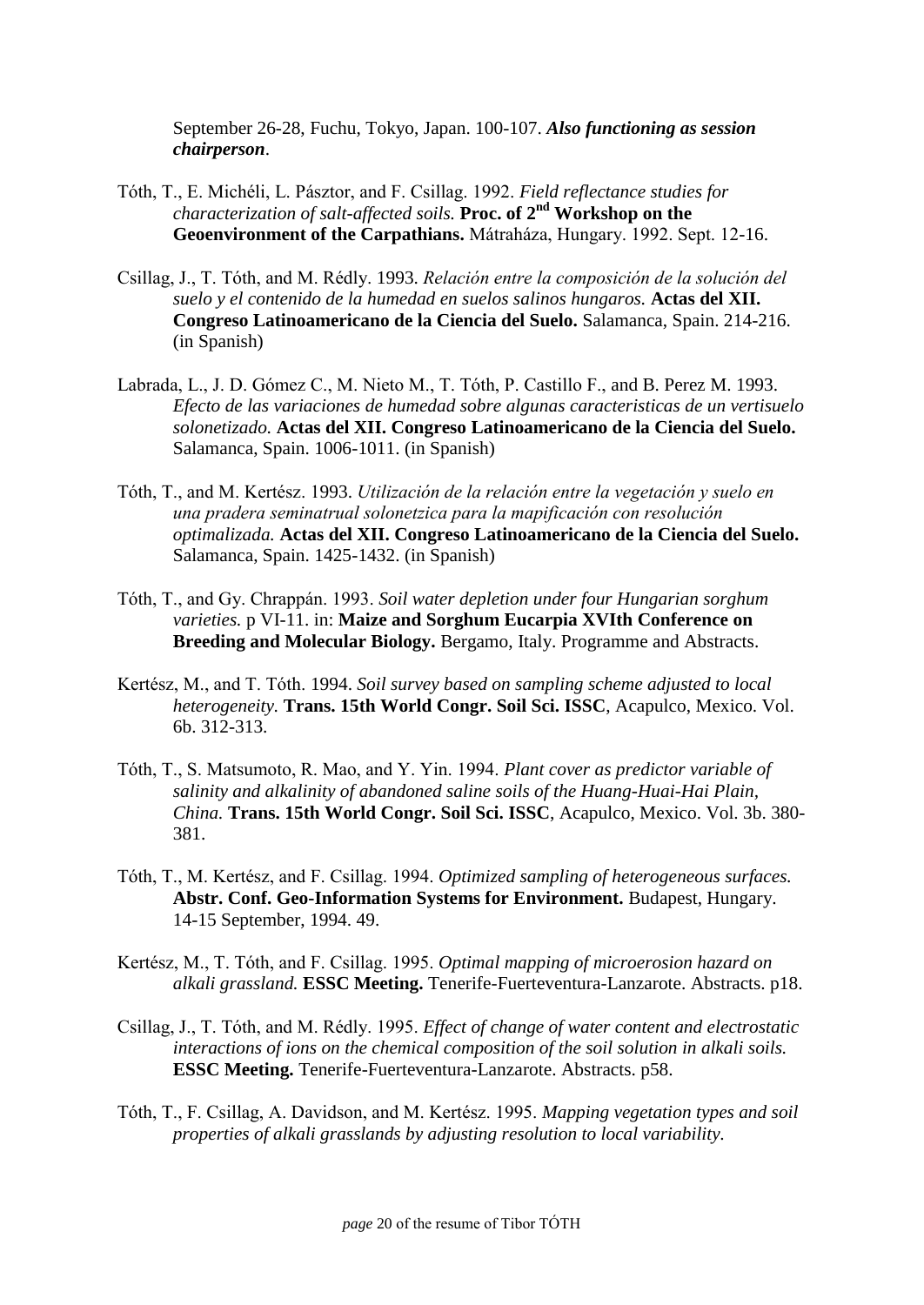September 26-28, Fuchu, Tokyo, Japan. 100-107. ***Also functioning as session chairperson***.

Tóth, T., E. Michéli, L. Pásztor, and F. Csillag. 1992. *Field reflectance studies for characterization of salt-affected soils.* **Proc. of 2nd Workshop on the Geoenvironment of the Carpathians.** Mátraháza, Hungary. 1992. Sept. 12-16.

Csillag, J., T. Tóth, and M. Rédly. 1993. *Relación entre la composición de la solución del suelo y el contenido de la humedad en suelos salinos hungaros.* **Actas del XII. Congreso Latinoamericano de la Ciencia del Suelo.** Salamanca, Spain. 214-216. (in Spanish)

Labrada, L., J. D. Gómez C., M. Nieto M., T. Tóth, P. Castillo F., and B. Perez M. 1993. *Efecto de las variaciones de humedad sobre algunas caracteristicas de un vertisuelo solonetizado.* **Actas del XII. Congreso Latinoamericano de la Ciencia del Suelo.** Salamanca, Spain. 1006-1011. (in Spanish)

Tóth, T., and M. Kertész. 1993. *Utilización de la relación entre la vegetación y suelo en una pradera seminatrual solonetzica para la mapificación con resolución optimalizada.* **Actas del XII. Congreso Latinoamericano de la Ciencia del Suelo.** Salamanca, Spain. 1425-1432. (in Spanish)

Tóth, T., and Gy. Chrappán. 1993. *Soil water depletion under four Hungarian sorghum varieties.* p VI-11. in: **Maize and Sorghum Eucarpia XVIth Conference on Breeding and Molecular Biology.** Bergamo, Italy. Programme and Abstracts.

Kertész, M., and T. Tóth. 1994. *Soil survey based on sampling scheme adjusted to local heterogeneity.* **Trans. 15th World Congr. Soil Sci. ISSC**, Acapulco, Mexico. Vol. 6b. 312-313.

Tóth, T., S. Matsumoto, R. Mao, and Y. Yin. 1994. *Plant cover as predictor variable of salinity and alkalinity of abandoned saline soils of the Huang-Huai-Hai Plain, China.* **Trans. 15th World Congr. Soil Sci. ISSC**, Acapulco, Mexico. Vol. 3b. 380-381.

Tóth, T., M. Kertész, and F. Csillag. 1994. *Optimized sampling of heterogeneous surfaces.* **Abstr. Conf. Geo-Information Systems for Environment.** Budapest, Hungary. 14-15 September, 1994. 49.

Kertész, M., T. Tóth, and F. Csillag. 1995. *Optimal mapping of microerosion hazard on alkali grassland.* **ESSC Meeting.** Tenerife-Fuerteventura-Lanzarote. Abstracts. p18.

Csillag, J., T. Tóth, and M. Rédly. 1995. *Effect of change of water content and electrostatic interactions of ions on the chemical composition of the soil solution in alkali soils.* **ESSC Meeting.** Tenerife-Fuerteventura-Lanzarote. Abstracts. p58.

Tóth, T., F. Csillag, A. Davidson, and M. Kertész. 1995. *Mapping vegetation types and soil properties of alkali grasslands by adjusting resolution to local variability.*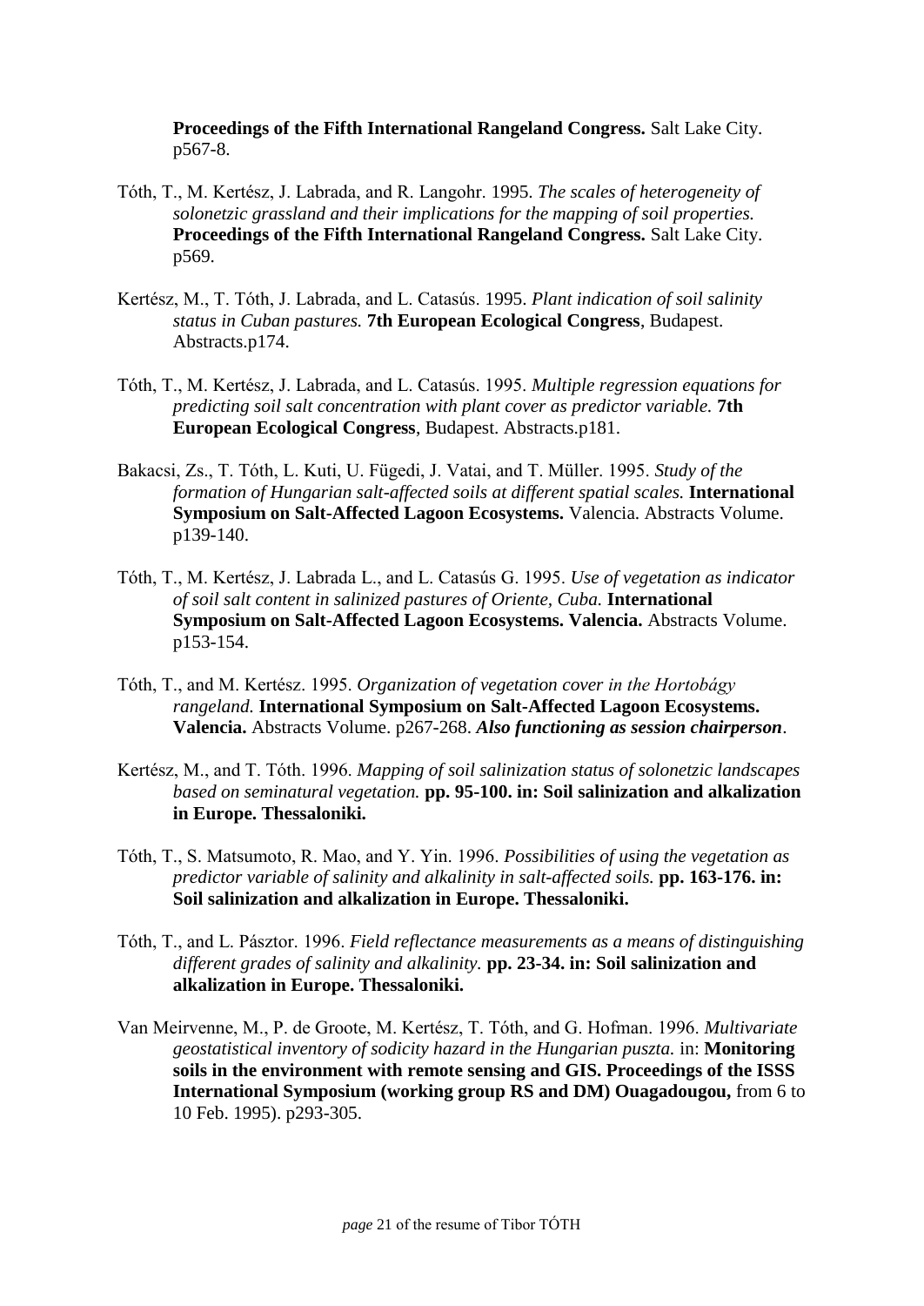**Proceedings of the Fifth International Rangeland Congress.** Salt Lake City. p567-8.

Tóth, T., M. Kertész, J. Labrada, and R. Langohr. 1995. *The scales of heterogeneity of solonetzic grassland and their implications for the mapping of soil properties.* **Proceedings of the Fifth International Rangeland Congress.** Salt Lake City. p569.

Kertész, M., T. Tóth, J. Labrada, and L. Catasús. 1995. *Plant indication of soil salinity status in Cuban pastures.* **7th European Ecological Congress**, Budapest. Abstracts.p174.

Tóth, T., M. Kertész, J. Labrada, and L. Catasús. 1995. *Multiple regression equations for predicting soil salt concentration with plant cover as predictor variable.* **7th European Ecological Congress**, Budapest. Abstracts.p181.

Bakacsi, Zs., T. Tóth, L. Kuti, U. Fügedi, J. Vatai, and T. Müller. 1995. *Study of the formation of Hungarian salt-affected soils at different spatial scales.* **International Symposium on Salt-Affected Lagoon Ecosystems.** Valencia. Abstracts Volume. p139-140.

Tóth, T., M. Kertész, J. Labrada L., and L. Catasús G. 1995. *Use of vegetation as indicator of soil salt content in salinized pastures of Oriente, Cuba.* **International Symposium on Salt-Affected Lagoon Ecosystems. Valencia.** Abstracts Volume. p153-154.

Tóth, T., and M. Kertész. 1995. *Organization of vegetation cover in the Hortobágy rangeland.* **International Symposium on Salt-Affected Lagoon Ecosystems. Valencia.** Abstracts Volume. p267-268. ***Also functioning as session chairperson***.

Kertész, M., and T. Tóth. 1996. *Mapping of soil salinization status of solonetzic landscapes based on seminatural vegetation.* **pp. 95-100. in: Soil salinization and alkalization in Europe. Thessaloniki.**

Tóth, T., S. Matsumoto, R. Mao, and Y. Yin. 1996. *Possibilities of using the vegetation as predictor variable of salinity and alkalinity in salt-affected soils.* **pp. 163-176. in: Soil salinization and alkalization in Europe. Thessaloniki.**

Tóth, T., and L. Pásztor. 1996. *Field reflectance measurements as a means of distinguishing different grades of salinity and alkalinity.* **pp. 23-34. in: Soil salinization and alkalization in Europe. Thessaloniki.**

Van Meirvenne, M., P. de Groote, M. Kertész, T. Tóth, and G. Hofman. 1996. *Multivariate geostatistical inventory of sodicity hazard in the Hungarian puszta.* in: **Monitoring soils in the environment with remote sensing and GIS. Proceedings of the ISSS International Symposium (working group RS and DM) Ouagadougou,** from 6 to 10 Feb. 1995). p293-305.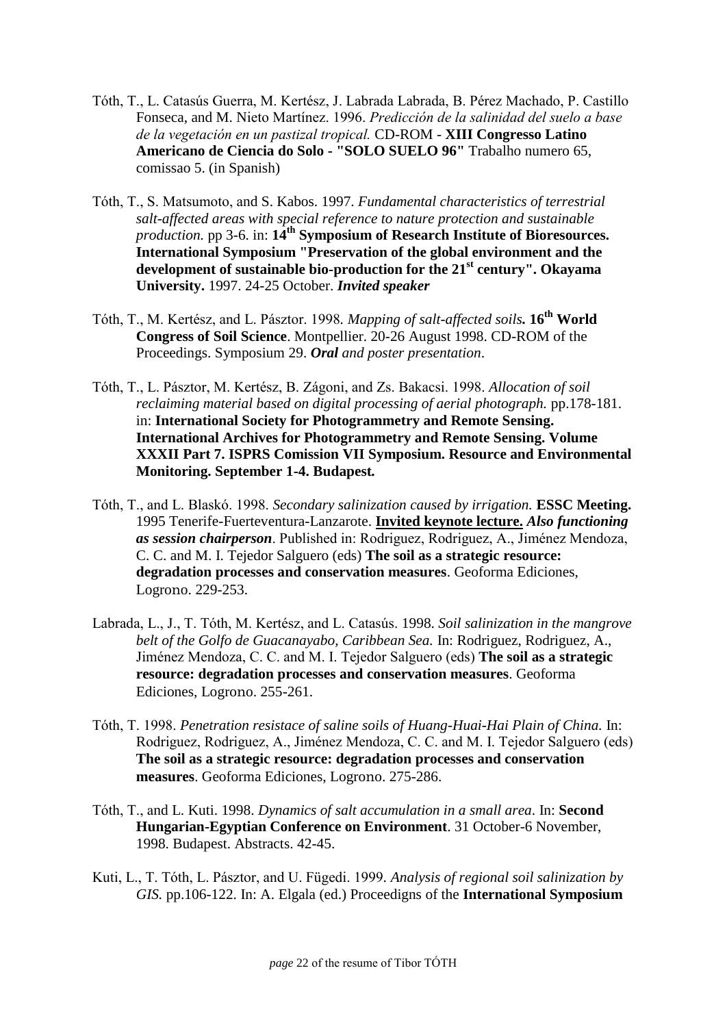Tóth, T., L. Catasús Guerra, M. Kertész, J. Labrada Labrada, B. Pérez Machado, P. Castillo Fonseca, and M. Nieto Martínez. 1996. *Predicción de la salinidad del suelo a base de la vegetación en un pastizal tropical.* CD-ROM - **XIII Congresso Latino Americano de Ciencia do Solo - "SOLO SUELO 96"** Trabalho numero 65, comissao 5. (in Spanish)

Tóth, T., S. Matsumoto, and S. Kabos. 1997. *Fundamental characteristics of terrestrial salt-affected areas with special reference to nature protection and sustainable production.* pp 3-6. in: **14th Symposium of Research Institute of Bioresources. International Symposium "Preservation of the global environment and the development of sustainable bio-production for the 21st century". Okayama University.** 1997. 24-25 October. ***Invited speaker***

Tóth, T., M. Kertész, and L. Pásztor. 1998. *Mapping of salt-affected soils.* **16th World Congress of Soil Science**. Montpellier. 20-26 August 1998. CD-ROM of the Proceedings. Symposium 29. ***Oral*** *and poster presentation*.

Tóth, T., L. Pásztor, M. Kertész, B. Zágoni, and Zs. Bakacsi. 1998. *Allocation of soil reclaiming material based on digital processing of aerial photograph.* pp.178-181. in: **International Society for Photogrammetry and Remote Sensing. International Archives for Photogrammetry and Remote Sensing. Volume XXXII Part 7. ISPRS Comission VII Symposium. Resource and Environmental Monitoring. September 1-4. Budapest.**

Tóth, T., and L. Blaskó. 1998. *Secondary salinization caused by irrigation.* **ESSC Meeting.** 1995 Tenerife-Fuerteventura-Lanzarote. **Invited keynote lecture.** ***Also functioning as session chairperson***. Published in: Rodriguez, Rodriguez, A., Jiménez Mendoza, C. C. and M. I. Tejedor Salguero (eds) **The soil as a strategic resource: degradation processes and conservation measures**. Geoforma Ediciones, Logrono. 229-253.

Labrada, L., J., T. Tóth, M. Kertész, and L. Catasús. 1998. *Soil salinization in the mangrove belt of the Golfo de Guacanayabo, Caribbean Sea.* In: Rodriguez, Rodriguez, A., Jiménez Mendoza, C. C. and M. I. Tejedor Salguero (eds) **The soil as a strategic resource: degradation processes and conservation measures**. Geoforma Ediciones, Logrono. 255-261.

Tóth, T. 1998. *Penetration resistace of saline soils of Huang-Huai-Hai Plain of China.* In: Rodriguez, Rodriguez, A., Jiménez Mendoza, C. C. and M. I. Tejedor Salguero (eds) **The soil as a strategic resource: degradation processes and conservation measures**. Geoforma Ediciones, Logrono. 275-286.

Tóth, T., and L. Kuti. 1998. *Dynamics of salt accumulation in a small area*. In: **Second Hungarian-Egyptian Conference on Environment**. 31 October-6 November, 1998. Budapest. Abstracts. 42-45.

Kuti, L., T. Tóth, L. Pásztor, and U. Fügedi. 1999. *Analysis of regional soil salinization by GIS.* pp.106-122. In: A. Elgala (ed.) Proceedigns of the **International Symposium**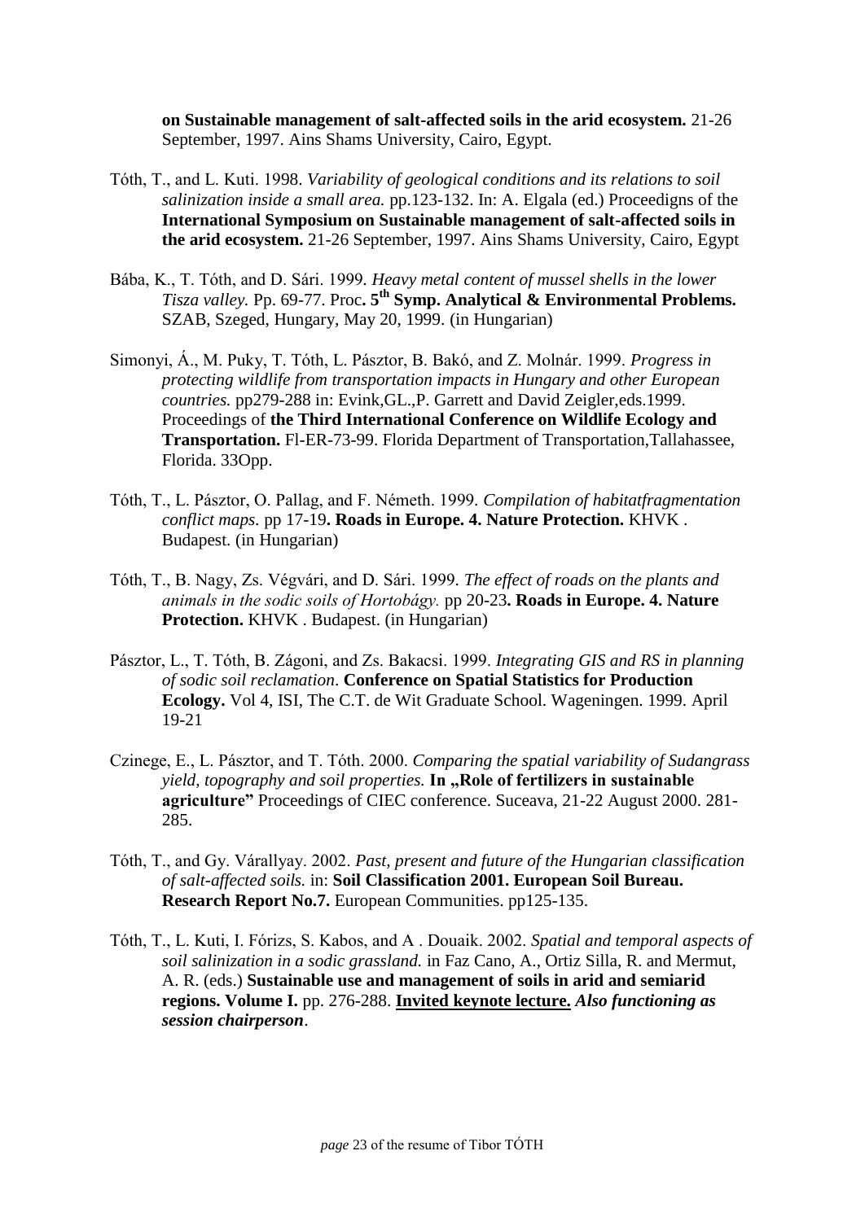**on Sustainable management of salt-affected soils in the arid ecosystem.** 21-26 September, 1997. Ains Shams University, Cairo, Egypt.

Tóth, T., and L. Kuti. 1998. *Variability of geological conditions and its relations to soil salinization inside a small area.* pp.123-132. In: A. Elgala (ed.) Proceedigns of the **International Symposium on Sustainable management of salt-affected soils in the arid ecosystem.** 21-26 September, 1997. Ains Shams University, Cairo, Egypt

Bába, K., T. Tóth, and D. Sári. 1999. *Heavy metal content of mussel shells in the lower Tisza valley.* Pp. 69-77. Proc**. 5th Symp. Analytical & Environmental Problems.** SZAB, Szeged, Hungary, May 20, 1999. (in Hungarian)

Simonyi, Á., M. Puky, T. Tóth, L. Pásztor, B. Bakó, and Z. Molnár. 1999. *Progress in protecting wildlife from transportation impacts in Hungary and other European countries.* pp279-288 in: Evink,GL.,P. Garrett and David Zeigler,eds.1999. Proceedings of **the Third International Conference on Wildlife Ecology and Transportation.** Fl-ER-73-99. Florida Department of Transportation,Tallahassee, Florida. 33Opp.

Tóth, T., L. Pásztor, O. Pallag, and F. Németh. 1999. *Compilation of habitatfragmentation conflict maps.* pp 17-19**. Roads in Europe. 4. Nature Protection.** KHVK . Budapest. (in Hungarian)

Tóth, T., B. Nagy, Zs. Végvári, and D. Sári. 1999. *The effect of roads on the plants and animals in the sodic soils of Hortobágy.* pp 20-23**. Roads in Europe. 4. Nature Protection.** KHVK . Budapest. (in Hungarian)

Pásztor, L., T. Tóth, B. Zágoni, and Zs. Bakacsi. 1999. *Integrating GIS and RS in planning of sodic soil reclamation*. **Conference on Spatial Statistics for Production Ecology.** Vol 4, ISI, The C.T. de Wit Graduate School. Wageningen. 1999. April 19-21

Czinege, E., L. Pásztor, and T. Tóth. 2000. *Comparing the spatial variability of Sudangrass yield, topography and soil properties.* **In „Role of fertilizers in sustainable agriculture"** Proceedings of CIEC conference. Suceava, 21-22 August 2000. 281-285.

Tóth, T., and Gy. Várallyay. 2002. *Past, present and future of the Hungarian classification of salt-affected soils.* in: **Soil Classification 2001. European Soil Bureau. Research Report No.7.** European Communities. pp125-135.

Tóth, T., L. Kuti, I. Fórizs, S. Kabos, and A . Douaik. 2002. *Spatial and temporal aspects of soil salinization in a sodic grassland.* in Faz Cano, A., Ortiz Silla, R. and Mermut, A. R. (eds.) **Sustainable use and management of soils in arid and semiarid regions. Volume I.** pp. 276-288. **Invited keynote lecture.** ***Also functioning as session chairperson***.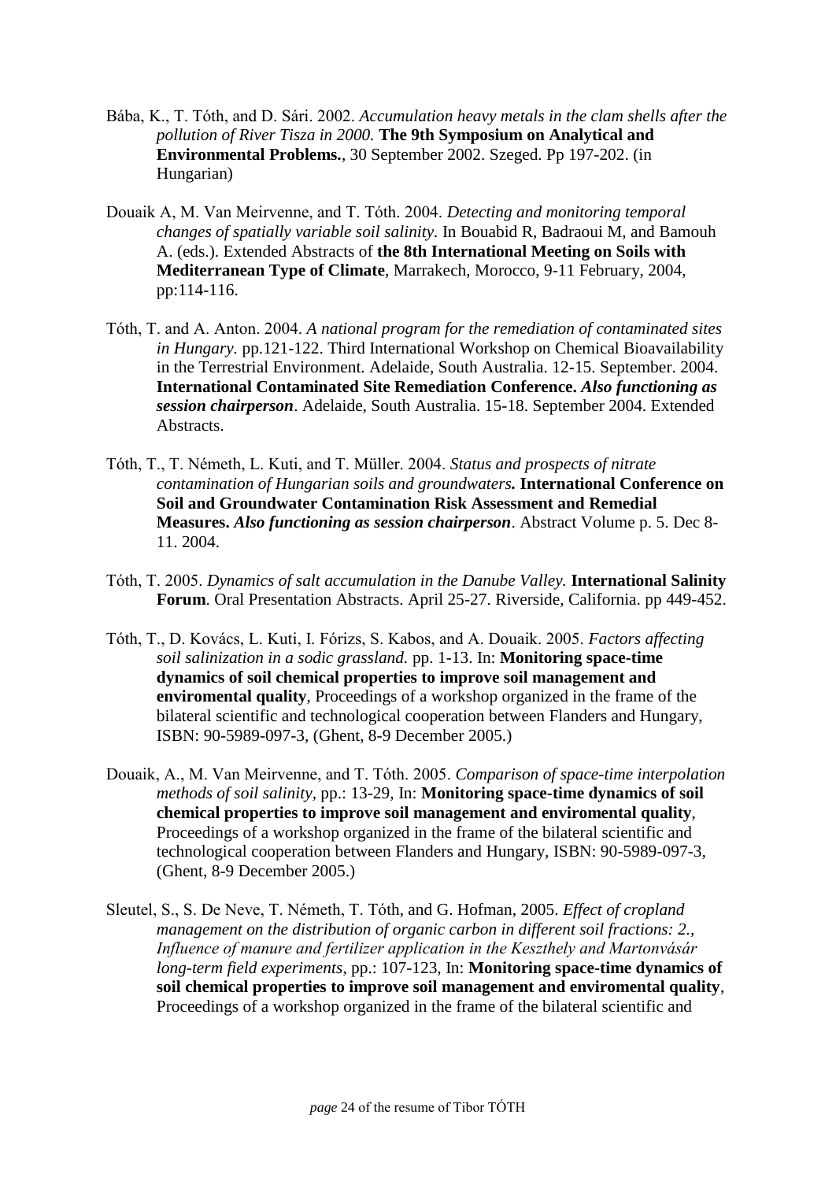Bába, K., T. Tóth, and D. Sári. 2002. *Accumulation heavy metals in the clam shells after the pollution of River Tisza in 2000.* **The 9th Symposium on Analytical and Environmental Problems.**, 30 September 2002. Szeged. Pp 197-202. (in Hungarian)

Douaik A, M. Van Meirvenne, and T. Tóth. 2004. *Detecting and monitoring temporal changes of spatially variable soil salinity.* In Bouabid R, Badraoui M, and Bamouh A. (eds.). Extended Abstracts of **the 8th International Meeting on Soils with Mediterranean Type of Climate**, Marrakech, Morocco, 9-11 February, 2004, pp:114-116.

Tóth, T. and A. Anton. 2004. *A national program for the remediation of contaminated sites in Hungary.* pp.121-122. Third International Workshop on Chemical Bioavailability in the Terrestrial Environment. Adelaide, South Australia. 12-15. September. 2004. **International Contaminated Site Remediation Conference.** ***Also functioning as session chairperson***. Adelaide, South Australia. 15-18. September 2004. Extended Abstracts.

Tóth, T., T. Németh, L. Kuti, and T. Müller. 2004. *Status and prospects of nitrate contamination of Hungarian soils and groundwaters.* **International Conference on Soil and Groundwater Contamination Risk Assessment and Remedial Measures.** ***Also functioning as session chairperson***. Abstract Volume p. 5. Dec 8-11. 2004.

Tóth, T. 2005. *Dynamics of salt accumulation in the Danube Valley.* **International Salinity Forum**. Oral Presentation Abstracts. April 25-27. Riverside, California. pp 449-452.

Tóth, T., D. Kovács, L. Kuti, I. Fórizs, S. Kabos, and A. Douaik. 2005. *Factors affecting soil salinization in a sodic grassland.* pp. 1-13. In: **Monitoring space-time dynamics of soil chemical properties to improve soil management and enviromental quality**, Proceedings of a workshop organized in the frame of the bilateral scientific and technological cooperation between Flanders and Hungary, ISBN: 90-5989-097-3, (Ghent, 8-9 December 2005.)

Douaik, A., M. Van Meirvenne, and T. Tóth. 2005. *Comparison of space-time interpolation methods of soil salinity*, pp.: 13-29, In: **Monitoring space-time dynamics of soil chemical properties to improve soil management and enviromental quality**, Proceedings of a workshop organized in the frame of the bilateral scientific and technological cooperation between Flanders and Hungary, ISBN: 90-5989-097-3, (Ghent, 8-9 December 2005.)

Sleutel, S., S. De Neve, T. Németh, T. Tóth, and G. Hofman, 2005. *Effect of cropland management on the distribution of organic carbon in different soil fractions: 2., Influence of manure and fertilizer application in the Keszthely and Martonvásár long-term field experiments*, pp.: 107-123, In: **Monitoring space-time dynamics of soil chemical properties to improve soil management and enviromental quality**, Proceedings of a workshop organized in the frame of the bilateral scientific and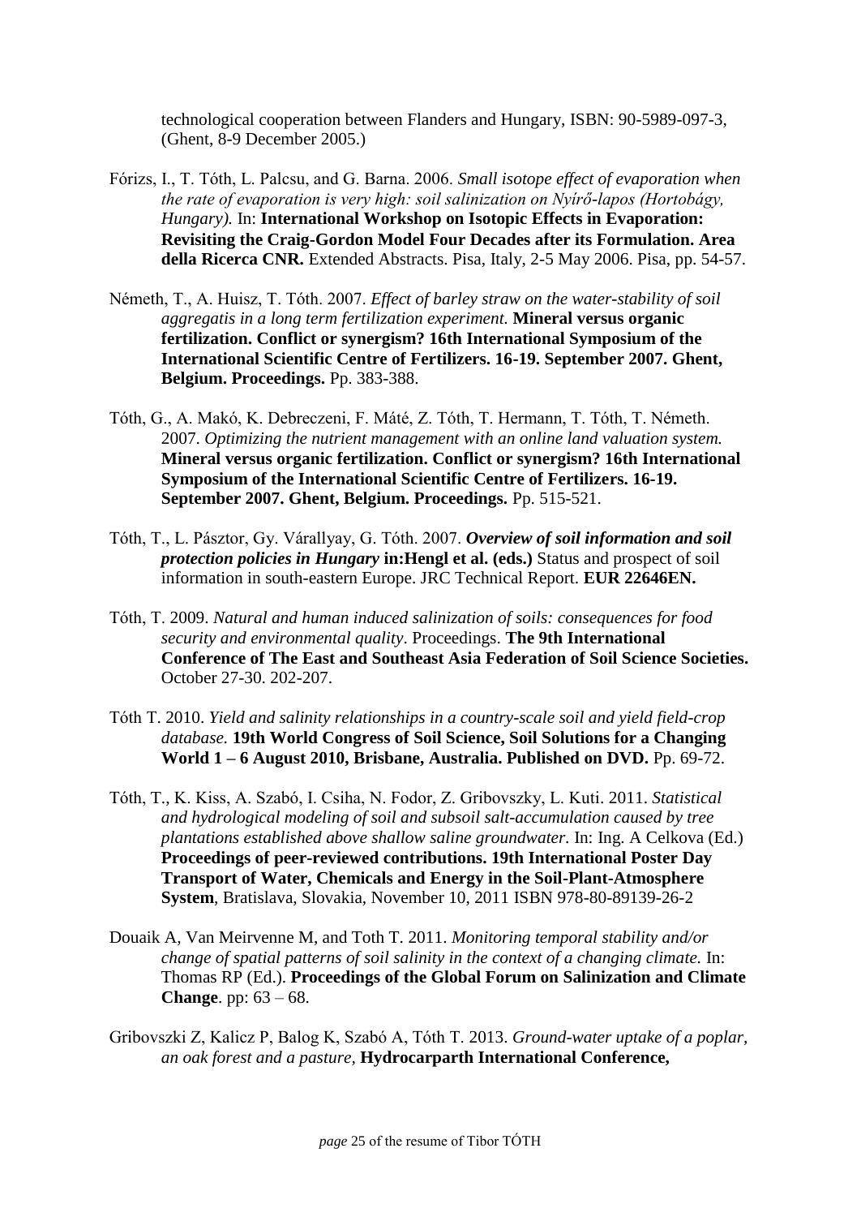technological cooperation between Flanders and Hungary, ISBN: 90-5989-097-3, (Ghent, 8-9 December 2005.)

Fórizs, I., T. Tóth, L. Palcsu, and G. Barna. 2006. *Small isotope effect of evaporation when the rate of evaporation is very high: soil salinization on Nyírő-lapos (Hortobágy, Hungary).* In: **International Workshop on Isotopic Effects in Evaporation: Revisiting the Craig-Gordon Model Four Decades after its Formulation. Area della Ricerca CNR.** Extended Abstracts. Pisa, Italy, 2-5 May 2006. Pisa, pp. 54-57.

Németh, T., A. Huisz, T. Tóth. 2007. *Effect of barley straw on the water-stability of soil aggregatis in a long term fertilization experiment.* **Mineral versus organic fertilization. Conflict or synergism? 16th International Symposium of the International Scientific Centre of Fertilizers. 16-19. September 2007. Ghent, Belgium. Proceedings.** Pp. 383-388.

Tóth, G., A. Makó, K. Debreczeni, F. Máté, Z. Tóth, T. Hermann, T. Tóth, T. Németh. 2007. *Optimizing the nutrient management with an online land valuation system.* **Mineral versus organic fertilization. Conflict or synergism? 16th International Symposium of the International Scientific Centre of Fertilizers. 16-19. September 2007. Ghent, Belgium. Proceedings.** Pp. 515-521.

Tóth, T., L. Pásztor, Gy. Várallyay, G. Tóth. 2007. ***Overview of soil information and soil protection policies in Hungary*** **in:Hengl et al. (eds.)** Status and prospect of soil information in south-eastern Europe. JRC Technical Report. **EUR 22646EN.**

Tóth, T. 2009. *Natural and human induced salinization of soils: consequences for food security and environmental quality*. Proceedings. **The 9th International Conference of The East and Southeast Asia Federation of Soil Science Societies.** October 27-30. 202-207.

Tóth T. 2010. *Yield and salinity relationships in a country-scale soil and yield field-crop database.* **19th World Congress of Soil Science, Soil Solutions for a Changing World 1 – 6 August 2010, Brisbane, Australia. Published on DVD.** Pp. 69-72.

Tóth, T., K. Kiss, A. Szabó, I. Csiha, N. Fodor, Z. Gribovszky, L. Kuti. 2011. *Statistical and hydrological modeling of soil and subsoil salt-accumulation caused by tree plantations established above shallow saline groundwater.* In: Ing. A Celkova (Ed.) **Proceedings of peer-reviewed contributions. 19th International Poster Day Transport of Water, Chemicals and Energy in the Soil-Plant-Atmosphere System**, Bratislava, Slovakia, November 10, 2011 ISBN 978-80-89139-26-2

Douaik A, Van Meirvenne M, and Toth T. 2011. *Monitoring temporal stability and/or change of spatial patterns of soil salinity in the context of a changing climate.* In: Thomas RP (Ed.). **Proceedings of the Global Forum on Salinization and Climate Change**. pp: 63 – 68.

Gribovszki Z, Kalicz P, Balog K, Szabó A, Tóth T. 2013. *Ground-water uptake of a poplar, an oak forest and a pasture,* **Hydrocarparth International Conference,**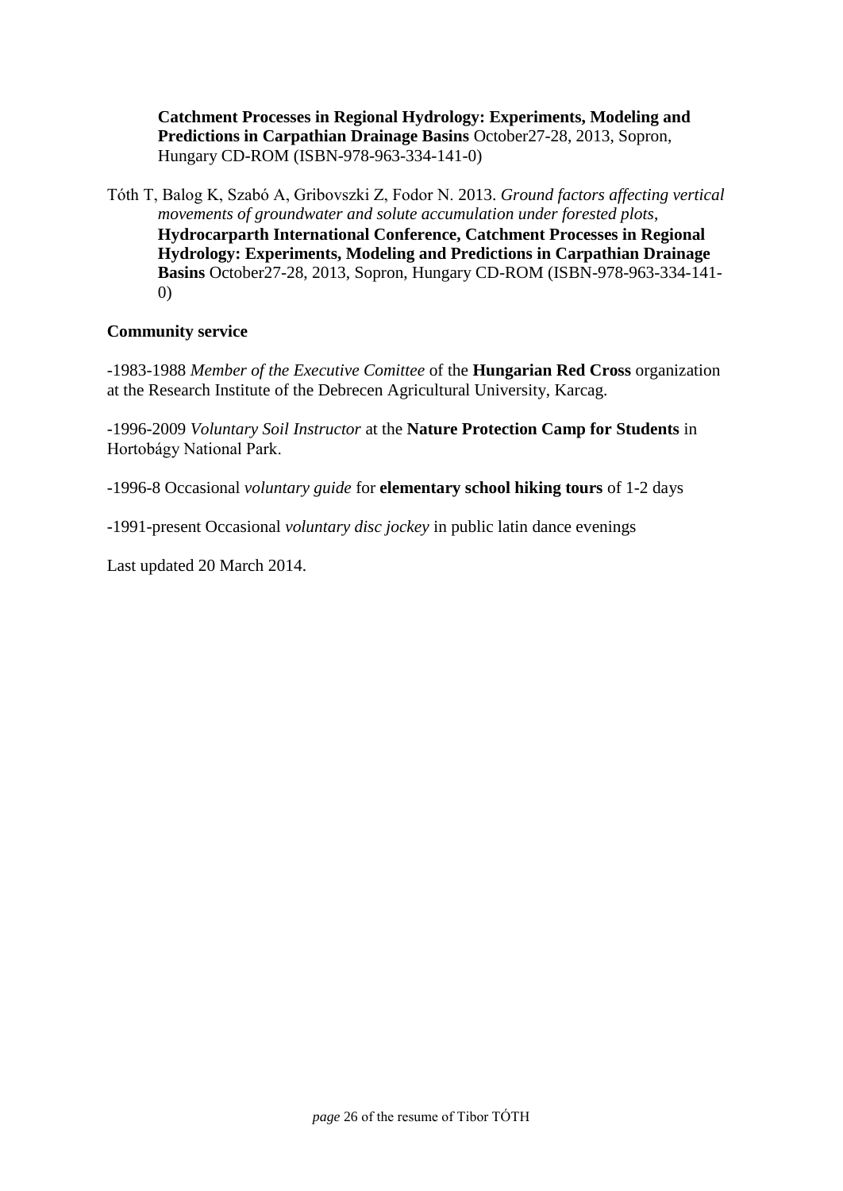**Catchment Processes in Regional Hydrology: Experiments, Modeling and Predictions in Carpathian Drainage Basins** October27-28, 2013, Sopron, Hungary CD-ROM (ISBN-978-963-334-141-0)

Tóth T, Balog K, Szabó A, Gribovszki Z, Fodor N. 2013. *Ground factors affecting vertical movements of groundwater and solute accumulation under forested plots*, **Hydrocarparth International Conference, Catchment Processes in Regional Hydrology: Experiments, Modeling and Predictions in Carpathian Drainage Basins** October27-28, 2013, Sopron, Hungary CD-ROM (ISBN-978-963-334-141-0)

**Community service**

-1983-1988 *Member of the Executive Comittee* of the **Hungarian Red Cross** organization at the Research Institute of the Debrecen Agricultural University, Karcag.

-1996-2009 *Voluntary Soil Instructor* at the **Nature Protection Camp for Students** in Hortobágy National Park.

-1996-8 Occasional *voluntary guide* for **elementary school hiking tours** of 1-2 days

-1991-present Occasional *voluntary disc jockey* in public latin dance evenings

Last updated 20 March 2014.